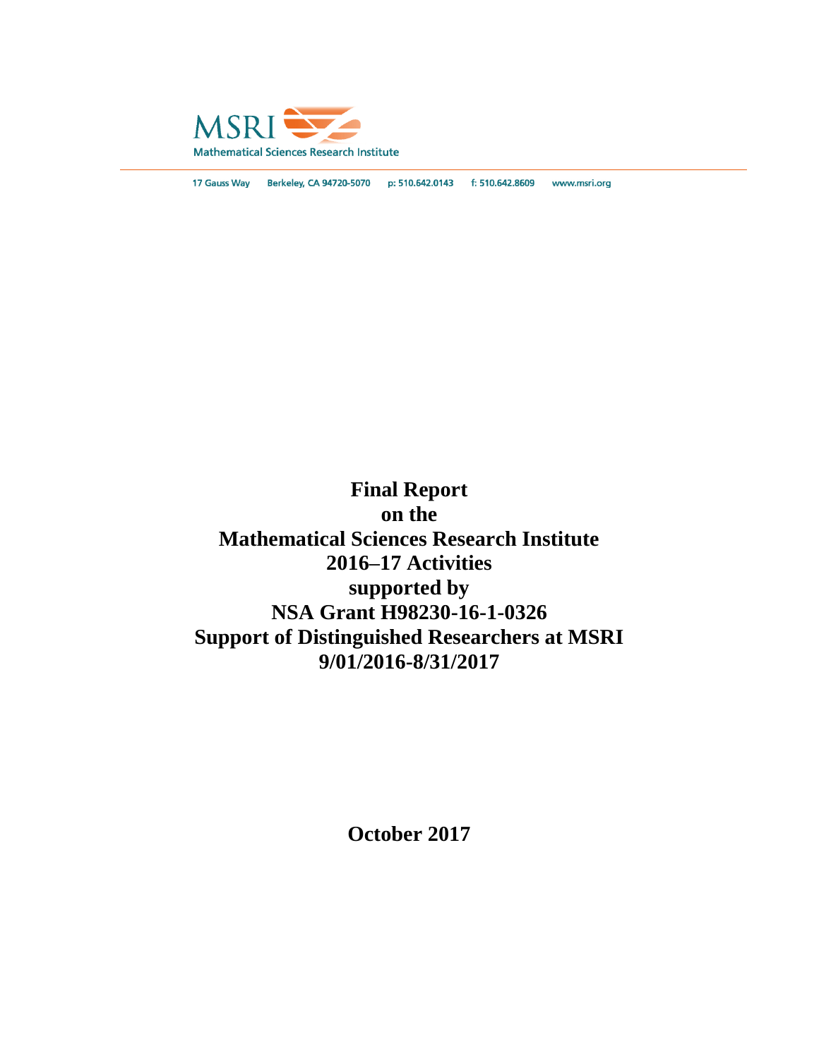MSRI

Mathematical Sciences Research Institute

17 Gauss Way Berkeley, CA 94720-5070 p: 510.642.0143 f: 510.642.8609 www.msri.org

# Final Report
# on the
# Mathematical Sciences Research Institute
# 2016–17 Activities
# supported by
# NSA Grant H98230-16-1-0326
# Support of Distinguished Researchers at MSRI
# 9/01/2016-8/31/2017

**October 2017**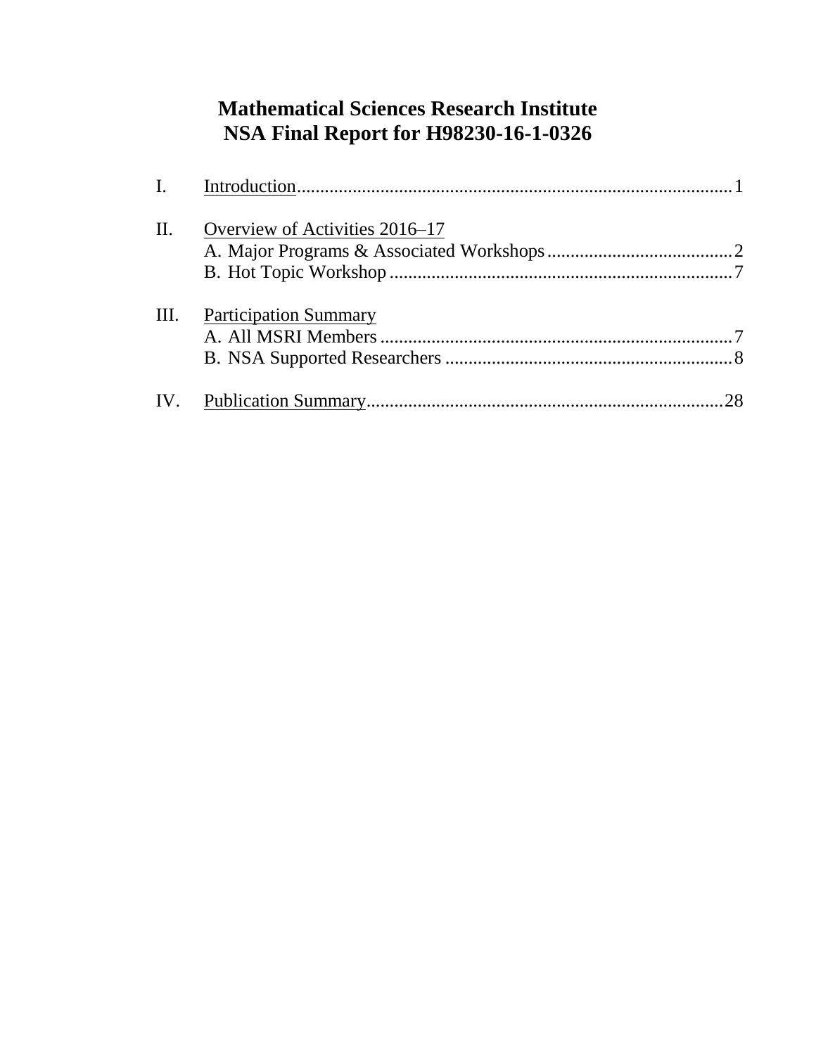# Mathematical Sciences Research Institute
# NSA Final Report for H98230-16-1-0326

I. Introduction ............................................................................................ 1

II. Overview of Activities 2016–17
    A. Major Programs & Associated Workshops ........................................ 2
    B. Hot Topic Workshop ......................................................................... 7

III. Participation Summary
    A. All MSRI Members ........................................................................... 7
    B. NSA Supported Researchers ............................................................. 8

IV. Publication Summary ............................................................................ 28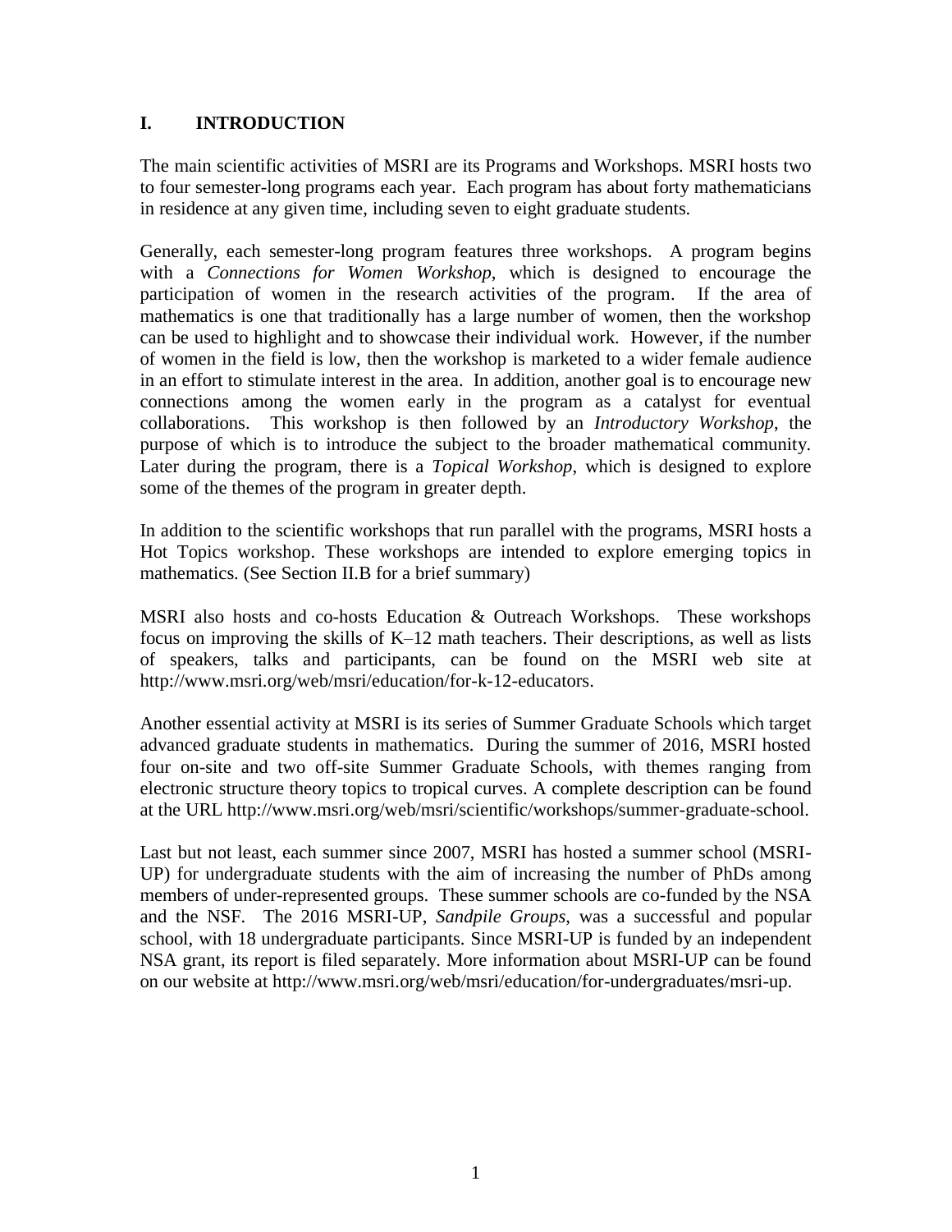# I. INTRODUCTION

The main scientific activities of MSRI are its Programs and Workshops. MSRI hosts two to four semester-long programs each year. Each program has about forty mathematicians in residence at any given time, including seven to eight graduate students.

Generally, each semester-long program features three workshops. A program begins with a *Connections for Women Workshop*, which is designed to encourage the participation of women in the research activities of the program. If the area of mathematics is one that traditionally has a large number of women, then the workshop can be used to highlight and to showcase their individual work. However, if the number of women in the field is low, then the workshop is marketed to a wider female audience in an effort to stimulate interest in the area. In addition, another goal is to encourage new connections among the women early in the program as a catalyst for eventual collaborations. This workshop is then followed by an *Introductory Workshop*, the purpose of which is to introduce the subject to the broader mathematical community. Later during the program, there is a *Topical Workshop*, which is designed to explore some of the themes of the program in greater depth.

In addition to the scientific workshops that run parallel with the programs, MSRI hosts a Hot Topics workshop. These workshops are intended to explore emerging topics in mathematics. (See Section II.B for a brief summary)

MSRI also hosts and co-hosts Education & Outreach Workshops. These workshops focus on improving the skills of K–12 math teachers. Their descriptions, as well as lists of speakers, talks and participants, can be found on the MSRI web site at http://www.msri.org/web/msri/education/for-k-12-educators.

Another essential activity at MSRI is its series of Summer Graduate Schools which target advanced graduate students in mathematics. During the summer of 2016, MSRI hosted four on-site and two off-site Summer Graduate Schools, with themes ranging from electronic structure theory topics to tropical curves. A complete description can be found at the URL http://www.msri.org/web/msri/scientific/workshops/summer-graduate-school.

Last but not least, each summer since 2007, MSRI has hosted a summer school (MSRI-UP) for undergraduate students with the aim of increasing the number of PhDs among members of under-represented groups. These summer schools are co-funded by the NSA and the NSF. The 2016 MSRI-UP, *Sandpile Groups*, was a successful and popular school, with 18 undergraduate participants. Since MSRI-UP is funded by an independent NSA grant, its report is filed separately. More information about MSRI-UP can be found on our website at http://www.msri.org/web/msri/education/for-undergraduates/msri-up.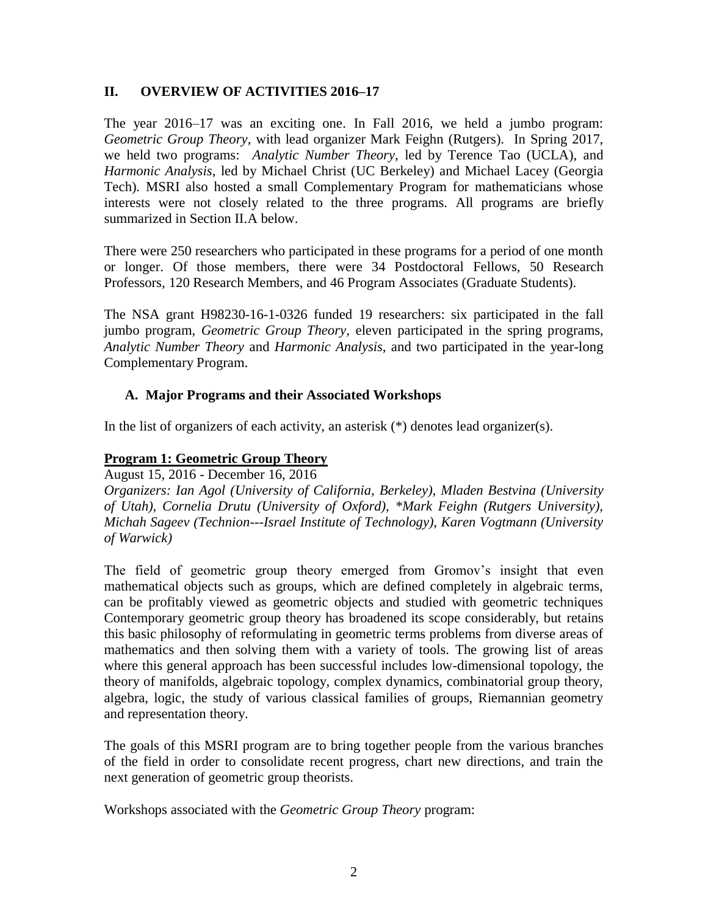## II. OVERVIEW OF ACTIVITIES 2016–17

The year 2016–17 was an exciting one. In Fall 2016, we held a jumbo program: *Geometric Group Theory*, with lead organizer Mark Feighn (Rutgers). In Spring 2017, we held two programs: *Analytic Number Theory*, led by Terence Tao (UCLA), and *Harmonic Analysis*, led by Michael Christ (UC Berkeley) and Michael Lacey (Georgia Tech). MSRI also hosted a small Complementary Program for mathematicians whose interests were not closely related to the three programs. All programs are briefly summarized in Section II.A below.

There were 250 researchers who participated in these programs for a period of one month or longer. Of those members, there were 34 Postdoctoral Fellows, 50 Research Professors, 120 Research Members, and 46 Program Associates (Graduate Students).

The NSA grant H98230-16-1-0326 funded 19 researchers: six participated in the fall jumbo program, *Geometric Group Theory*, eleven participated in the spring programs, *Analytic Number Theory* and *Harmonic Analysis*, and two participated in the year-long Complementary Program.

### A. Major Programs and their Associated Workshops

In the list of organizers of each activity, an asterisk (*) denotes lead organizer(s).

**Program 1: Geometric Group Theory**

August 15, 2016 - December 16, 2016

*Organizers: Ian Agol (University of California, Berkeley), Mladen Bestvina (University of Utah), Cornelia Drutu (University of Oxford), *Mark Feighn (Rutgers University), Michah Sageev (Technion---Israel Institute of Technology), Karen Vogtmann (University of Warwick)*

The field of geometric group theory emerged from Gromov's insight that even mathematical objects such as groups, which are defined completely in algebraic terms, can be profitably viewed as geometric objects and studied with geometric techniques Contemporary geometric group theory has broadened its scope considerably, but retains this basic philosophy of reformulating in geometric terms problems from diverse areas of mathematics and then solving them with a variety of tools. The growing list of areas where this general approach has been successful includes low-dimensional topology, the theory of manifolds, algebraic topology, complex dynamics, combinatorial group theory, algebra, logic, the study of various classical families of groups, Riemannian geometry and representation theory.

The goals of this MSRI program are to bring together people from the various branches of the field in order to consolidate recent progress, chart new directions, and train the next generation of geometric group theorists.

Workshops associated with the *Geometric Group Theory* program: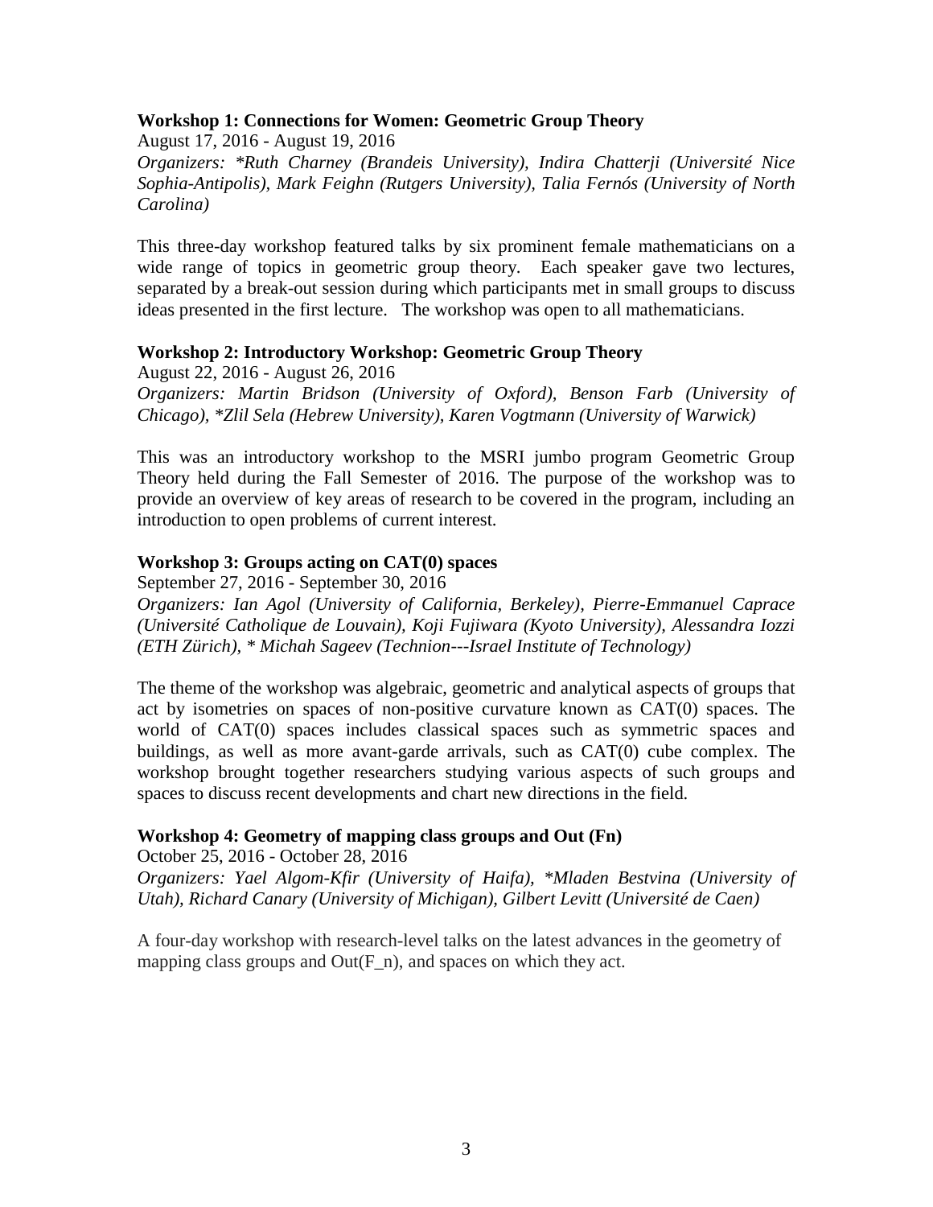### Workshop 1: Connections for Women: Geometric Group Theory

August 17, 2016 - August 19, 2016

*Organizers: *Ruth Charney (Brandeis University), Indira Chatterji (Université Nice Sophia-Antipolis), Mark Feighn (Rutgers University), Talia Fernós (University of North Carolina)*

This three-day workshop featured talks by six prominent female mathematicians on a wide range of topics in geometric group theory. Each speaker gave two lectures, separated by a break-out session during which participants met in small groups to discuss ideas presented in the first lecture. The workshop was open to all mathematicians.

### Workshop 2: Introductory Workshop: Geometric Group Theory

August 22, 2016 - August 26, 2016

*Organizers: Martin Bridson (University of Oxford), Benson Farb (University of Chicago), *Zlil Sela (Hebrew University), Karen Vogtmann (University of Warwick)*

This was an introductory workshop to the MSRI jumbo program Geometric Group Theory held during the Fall Semester of 2016. The purpose of the workshop was to provide an overview of key areas of research to be covered in the program, including an introduction to open problems of current interest.

### Workshop 3: Groups acting on CAT(0) spaces

September 27, 2016 - September 30, 2016

*Organizers: Ian Agol (University of California, Berkeley), Pierre-Emmanuel Caprace (Université Catholique de Louvain), Koji Fujiwara (Kyoto University), Alessandra Iozzi (ETH Zürich), * Michah Sageev (Technion---Israel Institute of Technology)*

The theme of the workshop was algebraic, geometric and analytical aspects of groups that act by isometries on spaces of non-positive curvature known as CAT(0) spaces. The world of CAT(0) spaces includes classical spaces such as symmetric spaces and buildings, as well as more avant-garde arrivals, such as CAT(0) cube complex. The workshop brought together researchers studying various aspects of such groups and spaces to discuss recent developments and chart new directions in the field.

### Workshop 4: Geometry of mapping class groups and Out (Fn)

October 25, 2016 - October 28, 2016

*Organizers: Yael Algom-Kfir (University of Haifa), *Mladen Bestvina (University of Utah), Richard Canary (University of Michigan), Gilbert Levitt (Université de Caen)*

A four-day workshop with research-level talks on the latest advances in the geometry of mapping class groups and Out(F_n), and spaces on which they act.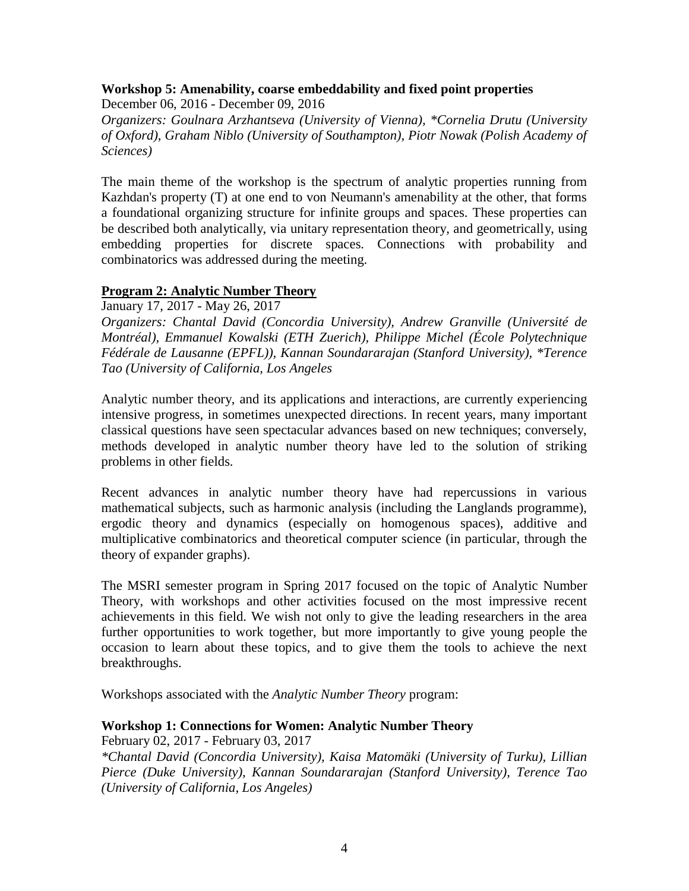**Workshop 5: Amenability, coarse embeddability and fixed point properties**

December 06, 2016 - December 09, 2016

*Organizers: Goulnara Arzhantseva (University of Vienna), \*Cornelia Drutu (University of Oxford), Graham Niblo (University of Southampton), Piotr Nowak (Polish Academy of Sciences)*

The main theme of the workshop is the spectrum of analytic properties running from Kazhdan's property (T) at one end to von Neumann's amenability at the other, that forms a foundational organizing structure for infinite groups and spaces. These properties can be described both analytically, via unitary representation theory, and geometrically, using embedding properties for discrete spaces. Connections with probability and combinatorics was addressed during the meeting.

**<u>Program 2: Analytic Number Theory</u>**

January 17, 2017 - May 26, 2017

*Organizers: Chantal David (Concordia University), Andrew Granville (Université de Montréal), Emmanuel Kowalski (ETH Zuerich), Philippe Michel (École Polytechnique Fédérale de Lausanne (EPFL)), Kannan Soundararajan (Stanford University), \*Terence Tao (University of California, Los Angeles*

Analytic number theory, and its applications and interactions, are currently experiencing intensive progress, in sometimes unexpected directions. In recent years, many important classical questions have seen spectacular advances based on new techniques; conversely, methods developed in analytic number theory have led to the solution of striking problems in other fields.

Recent advances in analytic number theory have had repercussions in various mathematical subjects, such as harmonic analysis (including the Langlands programme), ergodic theory and dynamics (especially on homogenous spaces), additive and multiplicative combinatorics and theoretical computer science (in particular, through the theory of expander graphs).

The MSRI semester program in Spring 2017 focused on the topic of Analytic Number Theory, with workshops and other activities focused on the most impressive recent achievements in this field. We wish not only to give the leading researchers in the area further opportunities to work together, but more importantly to give young people the occasion to learn about these topics, and to give them the tools to achieve the next breakthroughs.

Workshops associated with the *Analytic Number Theory* program:

**Workshop 1: Connections for Women: Analytic Number Theory**

February 02, 2017 - February 03, 2017

*\*Chantal David (Concordia University), Kaisa Matomäki (University of Turku), Lillian Pierce (Duke University), Kannan Soundararajan (Stanford University), Terence Tao (University of California, Los Angeles)*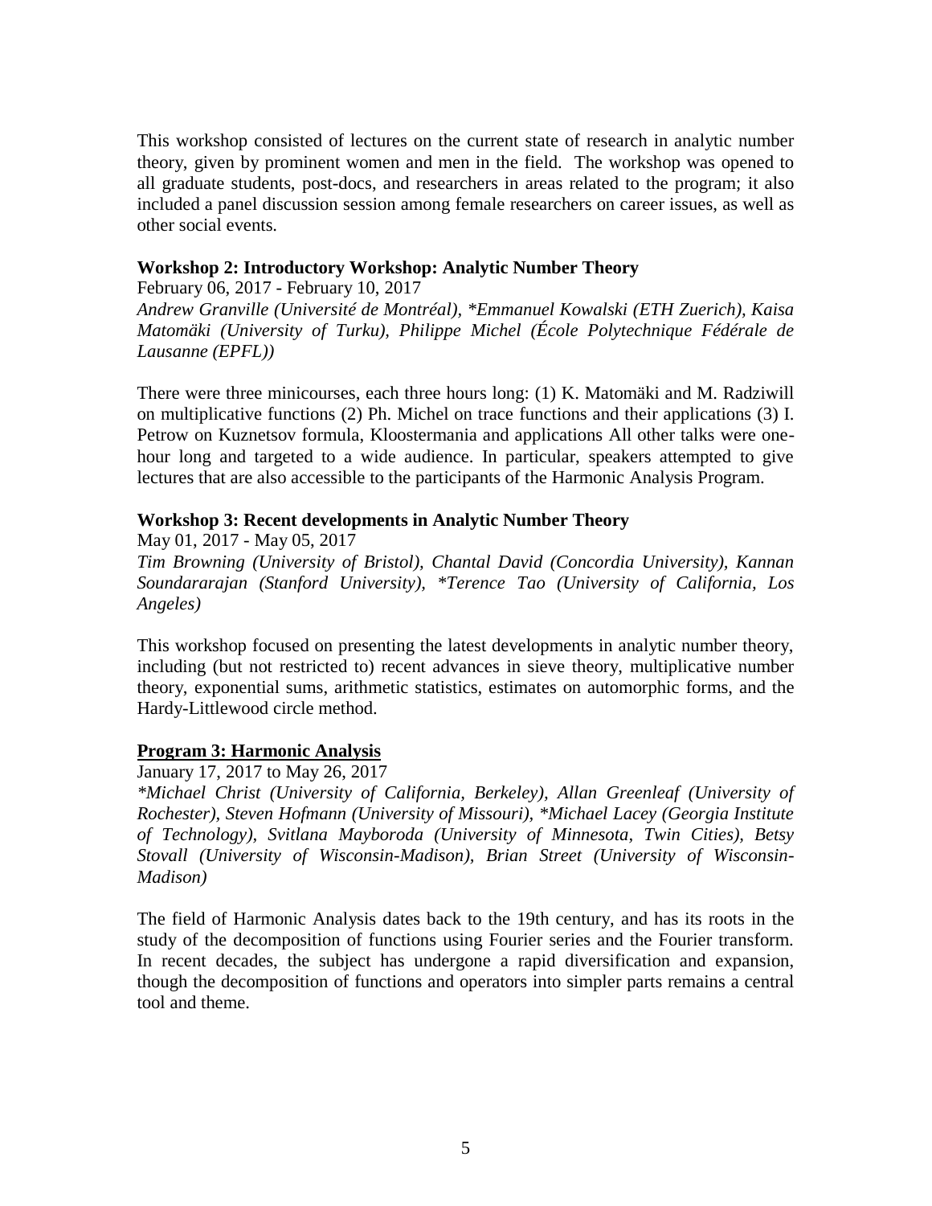This workshop consisted of lectures on the current state of research in analytic number theory, given by prominent women and men in the field. The workshop was opened to all graduate students, post-docs, and researchers in areas related to the program; it also included a panel discussion session among female researchers on career issues, as well as other social events.

**Workshop 2: Introductory Workshop: Analytic Number Theory**

February 06, 2017 - February 10, 2017

*Andrew Granville (Université de Montréal), \*Emmanuel Kowalski (ETH Zuerich), Kaisa Matomäki (University of Turku), Philippe Michel (École Polytechnique Fédérale de Lausanne (EPFL))*

There were three minicourses, each three hours long: (1) K. Matomäki and M. Radziwill on multiplicative functions (2) Ph. Michel on trace functions and their applications (3) I. Petrow on Kuznetsov formula, Kloostermania and applications All other talks were one-hour long and targeted to a wide audience. In particular, speakers attempted to give lectures that are also accessible to the participants of the Harmonic Analysis Program.

**Workshop 3: Recent developments in Analytic Number Theory**

May 01, 2017 - May 05, 2017

*Tim Browning (University of Bristol), Chantal David (Concordia University), Kannan Soundararajan (Stanford University), \*Terence Tao (University of California, Los Angeles)*

This workshop focused on presenting the latest developments in analytic number theory, including (but not restricted to) recent advances in sieve theory, multiplicative number theory, exponential sums, arithmetic statistics, estimates on automorphic forms, and the Hardy-Littlewood circle method.

**<u>Program 3: Harmonic Analysis</u>**

January 17, 2017 to May 26, 2017

*\*Michael Christ (University of California, Berkeley), Allan Greenleaf (University of Rochester), Steven Hofmann (University of Missouri), \*Michael Lacey (Georgia Institute of Technology), Svitlana Mayboroda (University of Minnesota, Twin Cities), Betsy Stovall (University of Wisconsin-Madison), Brian Street (University of Wisconsin-Madison)*

The field of Harmonic Analysis dates back to the 19th century, and has its roots in the study of the decomposition of functions using Fourier series and the Fourier transform. In recent decades, the subject has undergone a rapid diversification and expansion, though the decomposition of functions and operators into simpler parts remains a central tool and theme.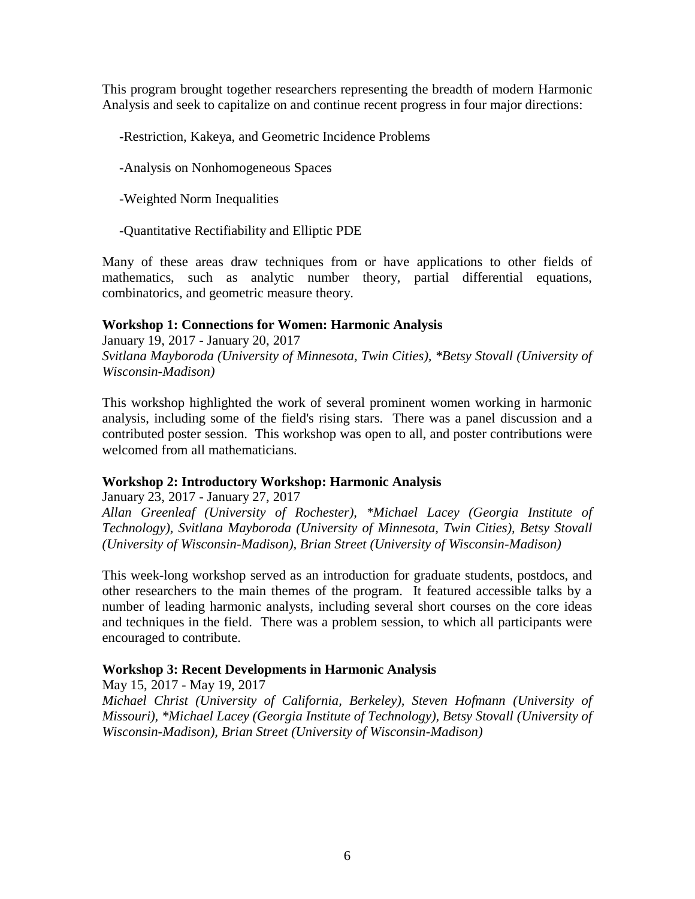This program brought together researchers representing the breadth of modern Harmonic Analysis and seek to capitalize on and continue recent progress in four major directions:

-Restriction, Kakeya, and Geometric Incidence Problems

-Analysis on Nonhomogeneous Spaces

-Weighted Norm Inequalities

-Quantitative Rectifiability and Elliptic PDE

Many of these areas draw techniques from or have applications to other fields of mathematics, such as analytic number theory, partial differential equations, combinatorics, and geometric measure theory.

**Workshop 1: Connections for Women: Harmonic Analysis**

January 19, 2017 - January 20, 2017

*Svitlana Mayboroda (University of Minnesota, Twin Cities), \*Betsy Stovall (University of Wisconsin-Madison)*

This workshop highlighted the work of several prominent women working in harmonic analysis, including some of the field's rising stars. There was a panel discussion and a contributed poster session. This workshop was open to all, and poster contributions were welcomed from all mathematicians.

**Workshop 2: Introductory Workshop: Harmonic Analysis**

January 23, 2017 - January 27, 2017

*Allan Greenleaf (University of Rochester), \*Michael Lacey (Georgia Institute of Technology), Svitlana Mayboroda (University of Minnesota, Twin Cities), Betsy Stovall (University of Wisconsin-Madison), Brian Street (University of Wisconsin-Madison)*

This week-long workshop served as an introduction for graduate students, postdocs, and other researchers to the main themes of the program. It featured accessible talks by a number of leading harmonic analysts, including several short courses on the core ideas and techniques in the field. There was a problem session, to which all participants were encouraged to contribute.

**Workshop 3: Recent Developments in Harmonic Analysis**

May 15, 2017 - May 19, 2017

*Michael Christ (University of California, Berkeley), Steven Hofmann (University of Missouri), \*Michael Lacey (Georgia Institute of Technology), Betsy Stovall (University of Wisconsin-Madison), Brian Street (University of Wisconsin-Madison)*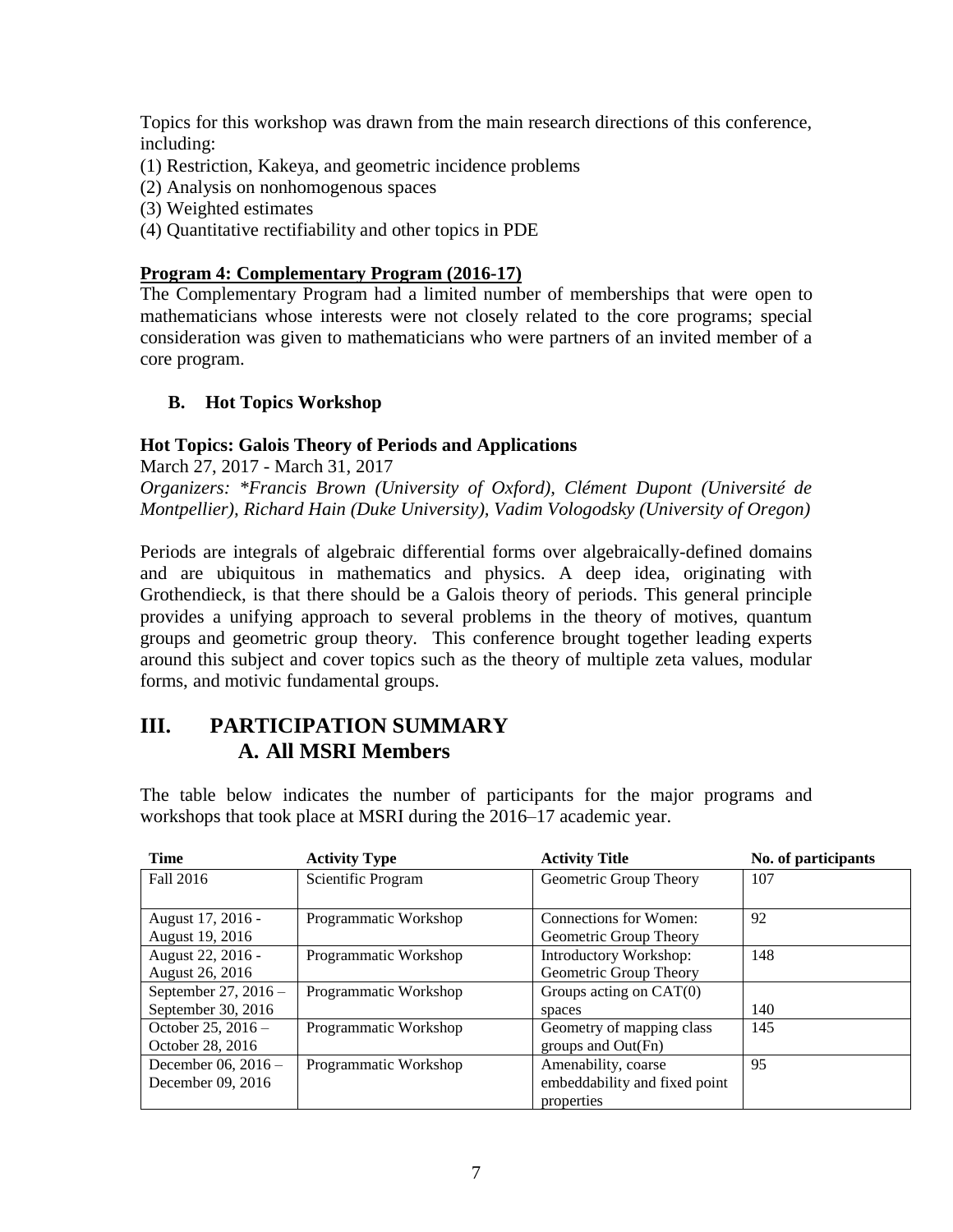Topics for this workshop was drawn from the main research directions of this conference, including:

(1) Restriction, Kakeya, and geometric incidence problems
(2) Analysis on nonhomogenous spaces
(3) Weighted estimates
(4) Quantitative rectifiability and other topics in PDE

**Program 4: Complementary Program (2016-17)**

The Complementary Program had a limited number of memberships that were open to mathematicians whose interests were not closely related to the core programs; special consideration was given to mathematicians who were partners of an invited member of a core program.

### B. Hot Topics Workshop

**Hot Topics: Galois Theory of Periods and Applications**

March 27, 2017 - March 31, 2017

*Organizers: \*Francis Brown (University of Oxford), Clément Dupont (Université de Montpellier), Richard Hain (Duke University), Vadim Vologodsky (University of Oregon)*

Periods are integrals of algebraic differential forms over algebraically-defined domains and are ubiquitous in mathematics and physics. A deep idea, originating with Grothendieck, is that there should be a Galois theory of periods. This general principle provides a unifying approach to several problems in the theory of motives, quantum groups and geometric group theory. This conference brought together leading experts around this subject and cover topics such as the theory of multiple zeta values, modular forms, and motivic fundamental groups.

## III. PARTICIPATION SUMMARY

### A. All MSRI Members

The table below indicates the number of participants for the major programs and workshops that took place at MSRI during the 2016–17 academic year.

| Time | Activity Type | Activity Title | No. of participants |
|---|---|---|---|
| Fall 2016 | Scientific Program | Geometric Group Theory | 107 |
| August 17, 2016 - August 19, 2016 | Programmatic Workshop | Connections for Women: Geometric Group Theory | 92 |
| August 22, 2016 - August 26, 2016 | Programmatic Workshop | Introductory Workshop: Geometric Group Theory | 148 |
| September 27, 2016 – September 30, 2016 | Programmatic Workshop | Groups acting on CAT(0) spaces | 140 |
| October 25, 2016 – October 28, 2016 | Programmatic Workshop | Geometry of mapping class groups and Out(Fn) | 145 |
| December 06, 2016 – December 09, 2016 | Programmatic Workshop | Amenability, coarse embeddability and fixed point properties | 95 |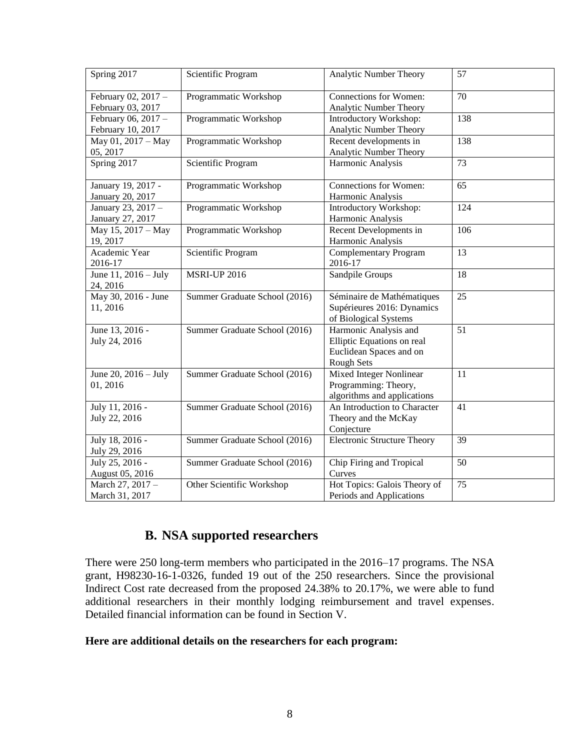| Spring 2017 | Scientific Program | Analytic Number Theory | 57 |
|---|---|---|---|
| February 02, 2017 – February 03, 2017 | Programmatic Workshop | Connections for Women: Analytic Number Theory | 70 |
| February 06, 2017 – February 10, 2017 | Programmatic Workshop | Introductory Workshop: Analytic Number Theory | 138 |
| May 01, 2017 – May 05, 2017 | Programmatic Workshop | Recent developments in Analytic Number Theory | 138 |
| Spring 2017 | Scientific Program | Harmonic Analysis | 73 |
| January 19, 2017 - January 20, 2017 | Programmatic Workshop | Connections for Women: Harmonic Analysis | 65 |
| January 23, 2017 – January 27, 2017 | Programmatic Workshop | Introductory Workshop: Harmonic Analysis | 124 |
| May 15, 2017 – May 19, 2017 | Programmatic Workshop | Recent Developments in Harmonic Analysis | 106 |
| Academic Year 2016-17 | Scientific Program | Complementary Program 2016-17 | 13 |
| June 11, 2016 – July 24, 2016 | MSRI-UP 2016 | Sandpile Groups | 18 |
| May 30, 2016 - June 11, 2016 | Summer Graduate School (2016) | Séminaire de Mathématiques Supérieures 2016: Dynamics of Biological Systems | 25 |
| June 13, 2016 - July 24, 2016 | Summer Graduate School (2016) | Harmonic Analysis and Elliptic Equations on real Euclidean Spaces and on Rough Sets | 51 |
| June 20, 2016 – July 01, 2016 | Summer Graduate School (2016) | Mixed Integer Nonlinear Programming: Theory, algorithms and applications | 11 |
| July 11, 2016 - July 22, 2016 | Summer Graduate School (2016) | An Introduction to Character Theory and the McKay Conjecture | 41 |
| July 18, 2016 - July 29, 2016 | Summer Graduate School (2016) | Electronic Structure Theory | 39 |
| July 25, 2016 - August 05, 2016 | Summer Graduate School (2016) | Chip Firing and Tropical Curves | 50 |
| March 27, 2017 – March 31, 2017 | Other Scientific Workshop | Hot Topics: Galois Theory of Periods and Applications | 75 |

## B. NSA supported researchers

There were 250 long-term members who participated in the 2016–17 programs. The NSA grant, H98230-16-1-0326, funded 19 out of the 250 researchers. Since the provisional Indirect Cost rate decreased from the proposed 24.38% to 20.17%, we were able to fund additional researchers in their monthly lodging reimbursement and travel expenses. Detailed financial information can be found in Section V.

**Here are additional details on the researchers for each program:**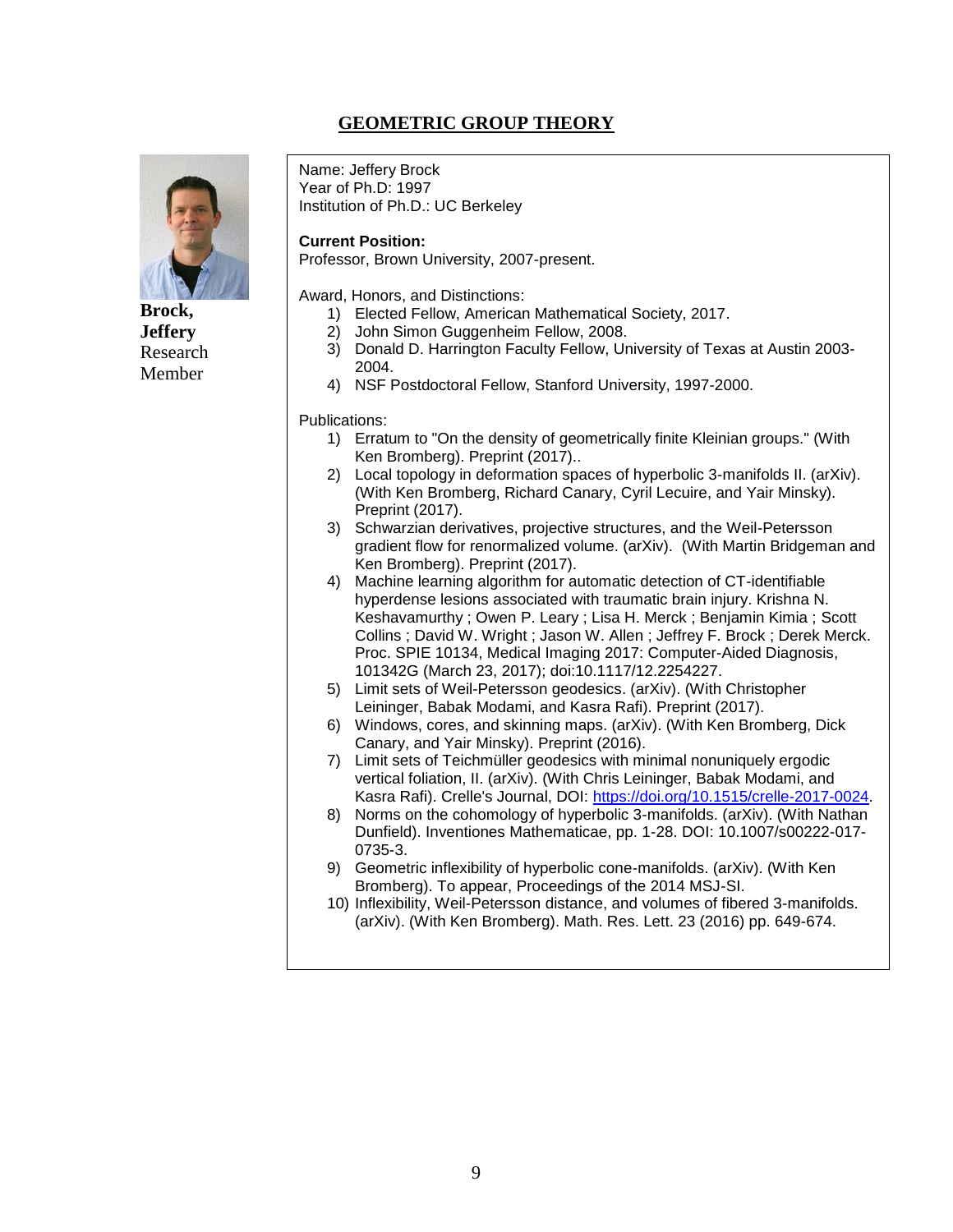# GEOMETRIC GROUP THEORY

**Brock, Jeffery**
Research Member

Name: Jeffery Brock
Year of Ph.D: 1997
Institution of Ph.D.: UC Berkeley

**Current Position:**
Professor, Brown University, 2007-present.

Award, Honors, and Distinctions:

1) Elected Fellow, American Mathematical Society, 2017.
2) John Simon Guggenheim Fellow, 2008.
3) Donald D. Harrington Faculty Fellow, University of Texas at Austin 2003-2004.
4) NSF Postdoctoral Fellow, Stanford University, 1997-2000.

Publications:

1) Erratum to "On the density of geometrically finite Kleinian groups." (With Ken Bromberg). Preprint (2017)..
2) Local topology in deformation spaces of hyperbolic 3-manifolds II. (arXiv). (With Ken Bromberg, Richard Canary, Cyril Lecuire, and Yair Minsky). Preprint (2017).
3) Schwarzian derivatives, projective structures, and the Weil-Petersson gradient flow for renormalized volume. (arXiv). (With Martin Bridgeman and Ken Bromberg). Preprint (2017).
4) Machine learning algorithm for automatic detection of CT-identifiable hyperdense lesions associated with traumatic brain injury. Krishna N. Keshavamurthy ; Owen P. Leary ; Lisa H. Merck ; Benjamin Kimia ; Scott Collins ; David W. Wright ; Jason W. Allen ; Jeffrey F. Brock ; Derek Merck. Proc. SPIE 10134, Medical Imaging 2017: Computer-Aided Diagnosis, 101342G (March 23, 2017); doi:10.1117/12.2254227.
5) Limit sets of Weil-Petersson geodesics. (arXiv). (With Christopher Leininger, Babak Modami, and Kasra Rafi). Preprint (2017).
6) Windows, cores, and skinning maps. (arXiv). (With Ken Bromberg, Dick Canary, and Yair Minsky). Preprint (2016).
7) Limit sets of Teichmüller geodesics with minimal nonuniquely ergodic vertical foliation, II. (arXiv). (With Chris Leininger, Babak Modami, and Kasra Rafi). Crelle's Journal, DOI: https://doi.org/10.1515/crelle-2017-0024.
8) Norms on the cohomology of hyperbolic 3-manifolds. (arXiv). (With Nathan Dunfield). Inventiones Mathematicae, pp. 1-28. DOI: 10.1007/s00222-017-0735-3.
9) Geometric inflexibility of hyperbolic cone-manifolds. (arXiv). (With Ken Bromberg). To appear, Proceedings of the 2014 MSJ-SI.
10) Inflexibility, Weil-Petersson distance, and volumes of fibered 3-manifolds. (arXiv). (With Ken Bromberg). Math. Res. Lett. 23 (2016) pp. 649-674.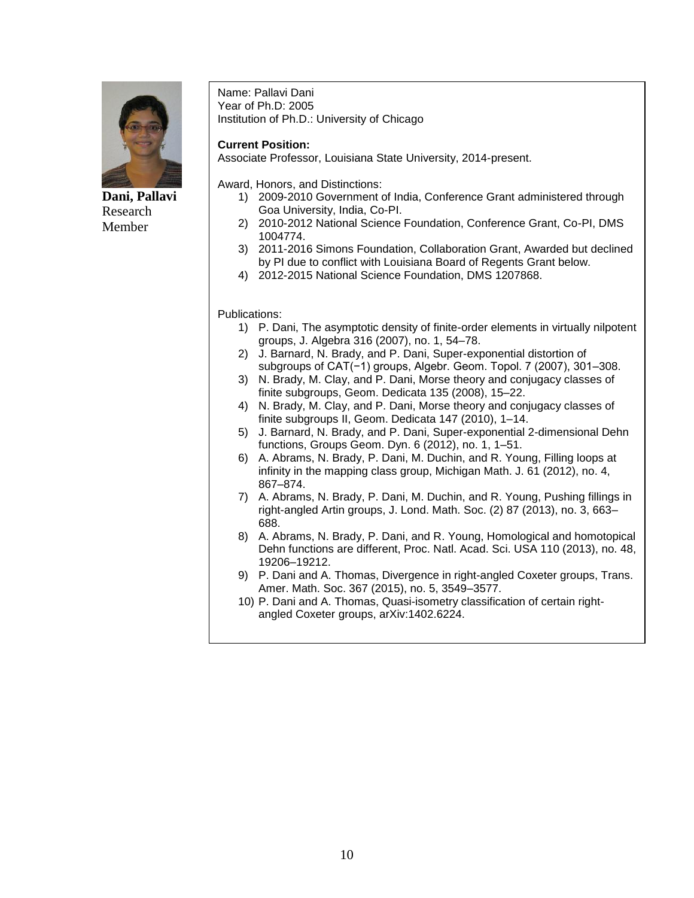**Dani, Pallavi**
Research Member

Name: Pallavi Dani
Year of Ph.D: 2005
Institution of Ph.D.: University of Chicago

**Current Position:**
Associate Professor, Louisiana State University, 2014-present.

Award, Honors, and Distinctions:

1) 2009-2010 Government of India, Conference Grant administered through Goa University, India, Co-PI.
2) 2010-2012 National Science Foundation, Conference Grant, Co-PI, DMS 1004774.
3) 2011-2016 Simons Foundation, Collaboration Grant, Awarded but declined by PI due to conflict with Louisiana Board of Regents Grant below.
4) 2012-2015 National Science Foundation, DMS 1207868.

Publications:

1) P. Dani, The asymptotic density of finite-order elements in virtually nilpotent groups, J. Algebra 316 (2007), no. 1, 54–78.
2) J. Barnard, N. Brady, and P. Dani, Super-exponential distortion of subgroups of CAT(−1) groups, Algebr. Geom. Topol. 7 (2007), 301–308.
3) N. Brady, M. Clay, and P. Dani, Morse theory and conjugacy classes of finite subgroups, Geom. Dedicata 135 (2008), 15–22.
4) N. Brady, M. Clay, and P. Dani, Morse theory and conjugacy classes of finite subgroups II, Geom. Dedicata 147 (2010), 1–14.
5) J. Barnard, N. Brady, and P. Dani, Super-exponential 2-dimensional Dehn functions, Groups Geom. Dyn. 6 (2012), no. 1, 1–51.
6) A. Abrams, N. Brady, P. Dani, M. Duchin, and R. Young, Filling loops at infinity in the mapping class group, Michigan Math. J. 61 (2012), no. 4, 867–874.
7) A. Abrams, N. Brady, P. Dani, M. Duchin, and R. Young, Pushing fillings in right-angled Artin groups, J. Lond. Math. Soc. (2) 87 (2013), no. 3, 663–688.
8) A. Abrams, N. Brady, P. Dani, and R. Young, Homological and homotopical Dehn functions are different, Proc. Natl. Acad. Sci. USA 110 (2013), no. 48, 19206–19212.
9) P. Dani and A. Thomas, Divergence in right-angled Coxeter groups, Trans. Amer. Math. Soc. 367 (2015), no. 5, 3549–3577.
10) P. Dani and A. Thomas, Quasi-isometry classification of certain right-angled Coxeter groups, arXiv:1402.6224.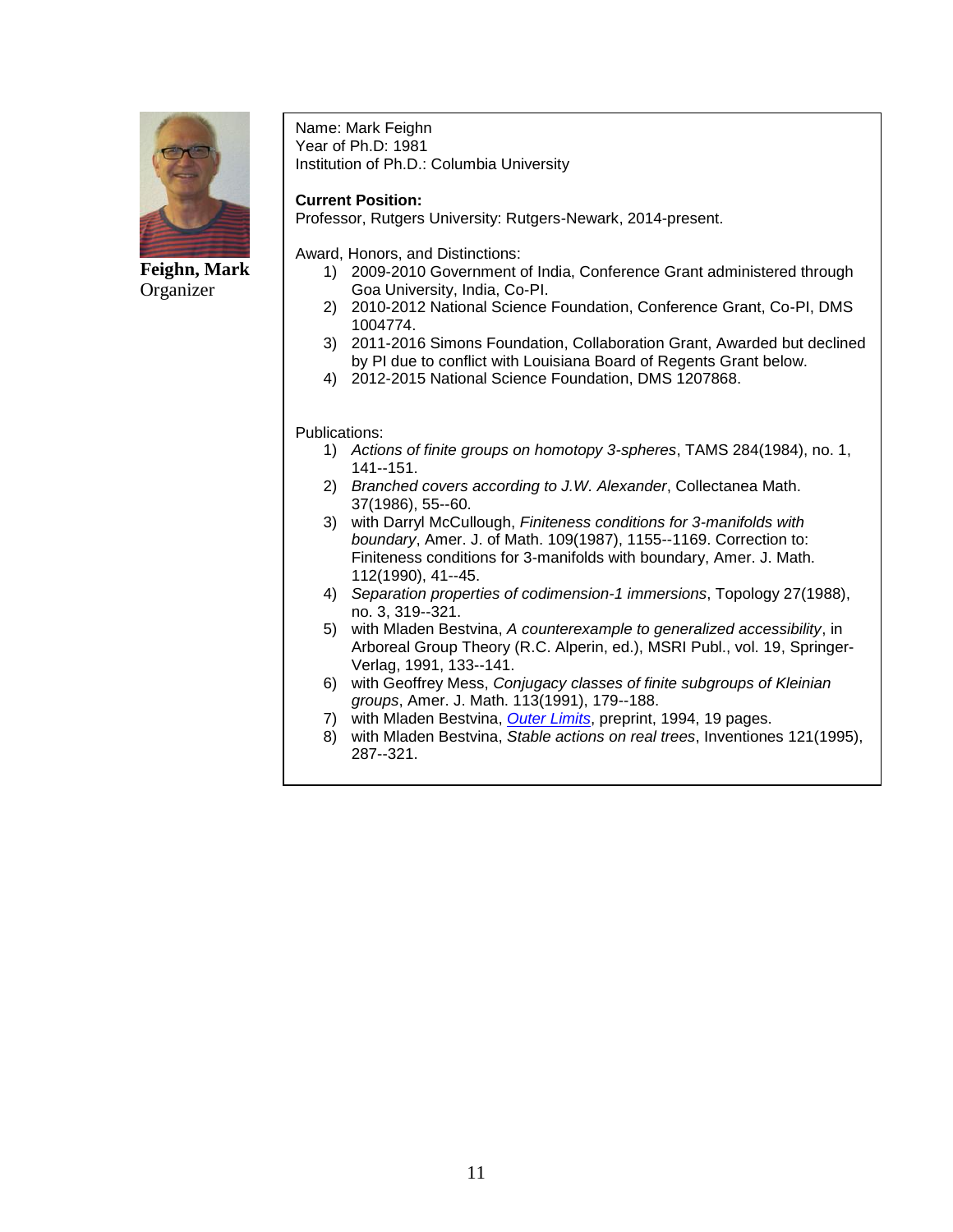**Feighn, Mark**
Organizer

Name: Mark Feighn
Year of Ph.D: 1981
Institution of Ph.D.: Columbia University

**Current Position:**
Professor, Rutgers University: Rutgers-Newark, 2014-present.

Award, Honors, and Distinctions:

1) 2009-2010 Government of India, Conference Grant administered through Goa University, India, Co-PI.
2) 2010-2012 National Science Foundation, Conference Grant, Co-PI, DMS 1004774.
3) 2011-2016 Simons Foundation, Collaboration Grant, Awarded but declined by PI due to conflict with Louisiana Board of Regents Grant below.
4) 2012-2015 National Science Foundation, DMS 1207868.

Publications:

1) *Actions of finite groups on homotopy 3-spheres*, TAMS 284(1984), no. 1, 141--151.
2) *Branched covers according to J.W. Alexander*, Collectanea Math. 37(1986), 55--60.
3) with Darryl McCullough, *Finiteness conditions for 3-manifolds with boundary*, Amer. J. of Math. 109(1987), 1155--1169. Correction to: Finiteness conditions for 3-manifolds with boundary, Amer. J. Math. 112(1990), 41--45.
4) *Separation properties of codimension-1 immersions*, Topology 27(1988), no. 3, 319--321.
5) with Mladen Bestvina, *A counterexample to generalized accessibility*, in Arboreal Group Theory (R.C. Alperin, ed.), MSRI Publ., vol. 19, Springer-Verlag, 1991, 133--141.
6) with Geoffrey Mess, *Conjugacy classes of finite subgroups of Kleinian groups*, Amer. J. Math. 113(1991), 179--188.
7) with Mladen Bestvina, *Outer Limits*, preprint, 1994, 19 pages.
8) with Mladen Bestvina, *Stable actions on real trees*, Inventiones 121(1995), 287--321.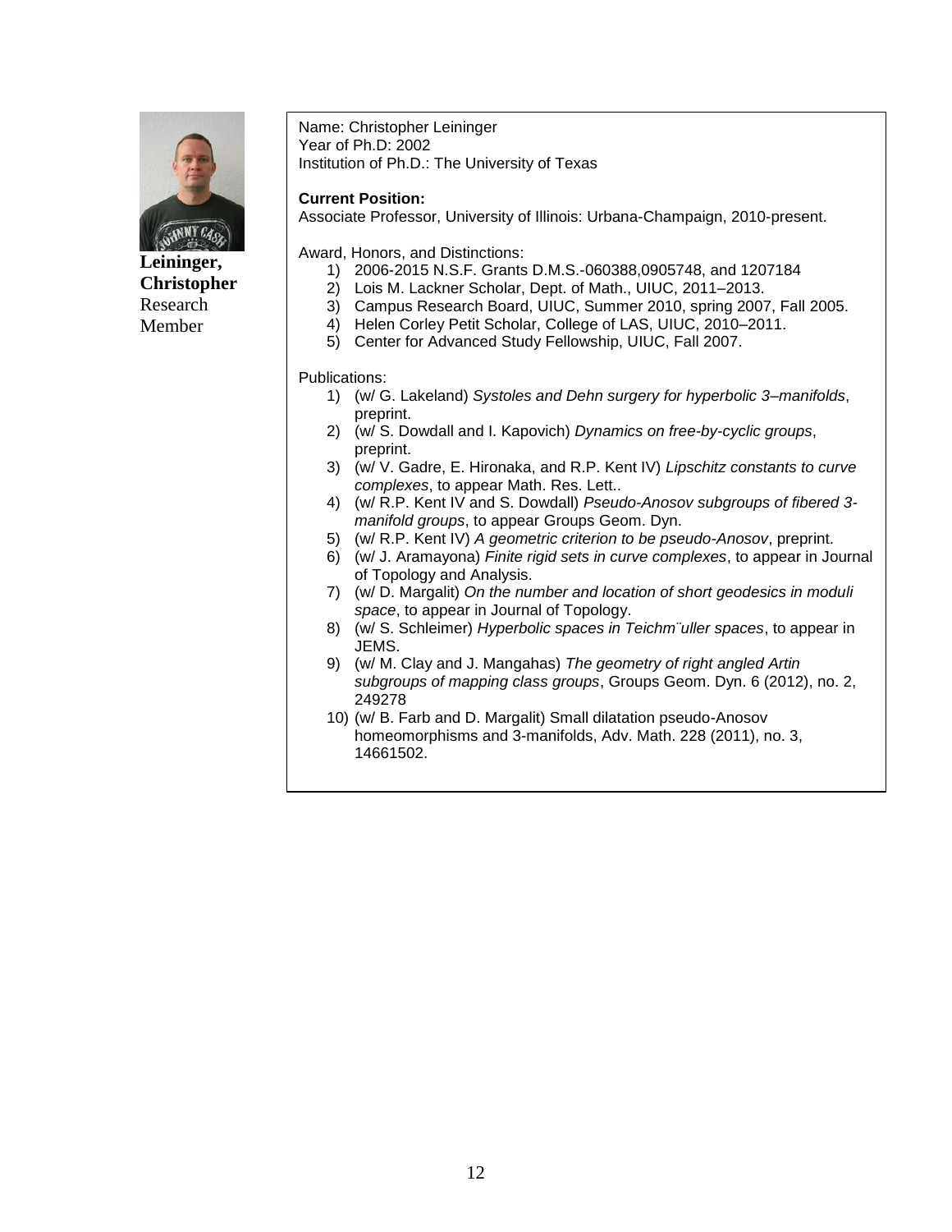**Leininger, Christopher**
Research Member

Name: Christopher Leininger
Year of Ph.D: 2002
Institution of Ph.D.: The University of Texas

**Current Position:**
Associate Professor, University of Illinois: Urbana-Champaign, 2010-present.

Award, Honors, and Distinctions:

1) 2006-2015 N.S.F. Grants D.M.S.-060388,0905748, and 1207184
2) Lois M. Lackner Scholar, Dept. of Math., UIUC, 2011–2013.
3) Campus Research Board, UIUC, Summer 2010, spring 2007, Fall 2005.
4) Helen Corley Petit Scholar, College of LAS, UIUC, 2010–2011.
5) Center for Advanced Study Fellowship, UIUC, Fall 2007.

Publications:

1) (w/ G. Lakeland) *Systoles and Dehn surgery for hyperbolic 3–manifolds*, preprint.
2) (w/ S. Dowdall and I. Kapovich) *Dynamics on free-by-cyclic groups*, preprint.
3) (w/ V. Gadre, E. Hironaka, and R.P. Kent IV) *Lipschitz constants to curve complexes*, to appear Math. Res. Lett..
4) (w/ R.P. Kent IV and S. Dowdall) *Pseudo-Anosov subgroups of fibered 3-manifold groups*, to appear Groups Geom. Dyn.
5) (w/ R.P. Kent IV) *A geometric criterion to be pseudo-Anosov*, preprint.
6) (w/ J. Aramayona) *Finite rigid sets in curve complexes*, to appear in Journal of Topology and Analysis.
7) (w/ D. Margalit) *On the number and location of short geodesics in moduli space*, to appear in Journal of Topology.
8) (w/ S. Schleimer) *Hyperbolic spaces in Teichm¨uller spaces*, to appear in JEMS.
9) (w/ M. Clay and J. Mangahas) *The geometry of right angled Artin subgroups of mapping class groups*, Groups Geom. Dyn. 6 (2012), no. 2, 249278
10) (w/ B. Farb and D. Margalit) Small dilatation pseudo-Anosov homeomorphisms and 3-manifolds, Adv. Math. 228 (2011), no. 3, 14661502.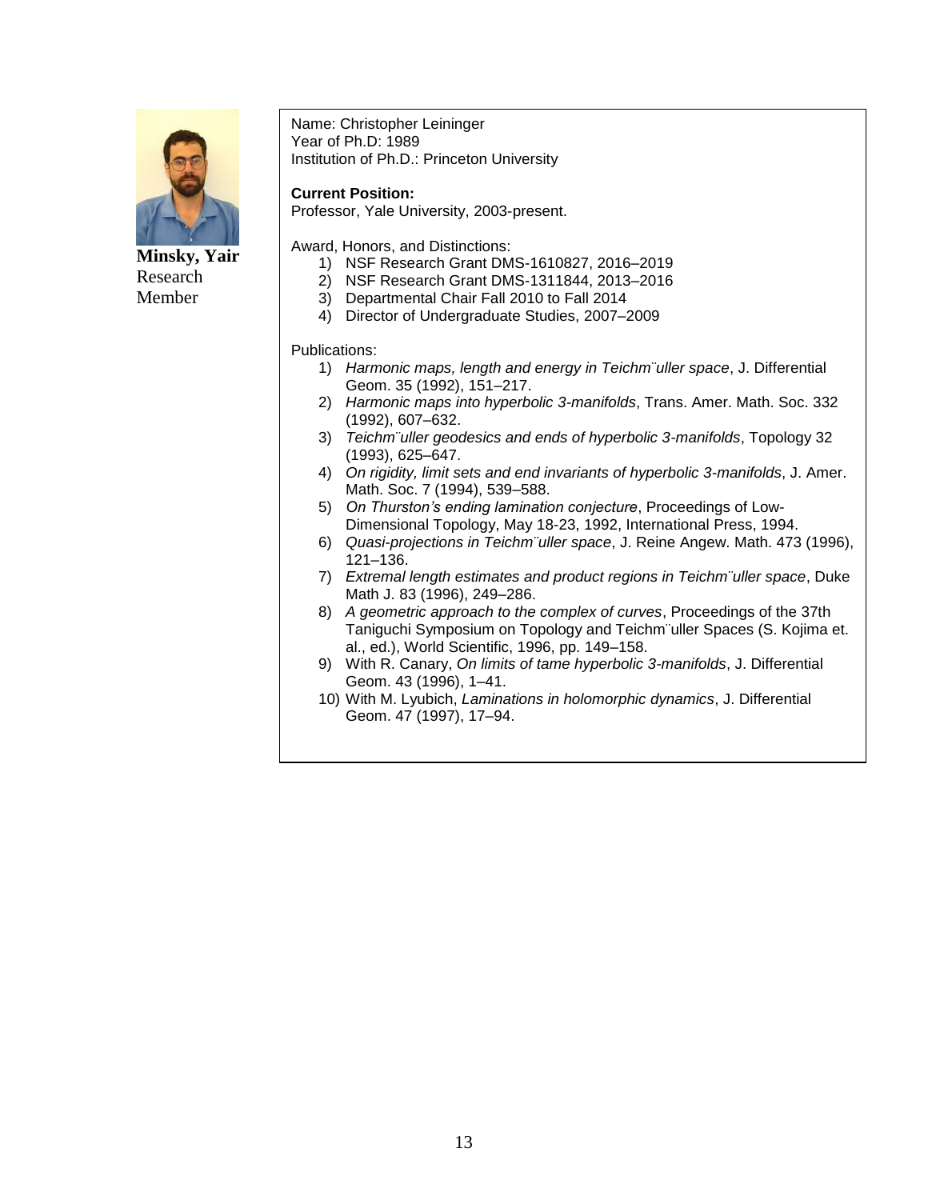**Minsky, Yair**
Research
Member

Name: Christopher Leininger
Year of Ph.D: 1989
Institution of Ph.D.: Princeton University

**Current Position:**
Professor, Yale University, 2003-present.

Award, Honors, and Distinctions:

1) NSF Research Grant DMS-1610827, 2016–2019
2) NSF Research Grant DMS-1311844, 2013–2016
3) Departmental Chair Fall 2010 to Fall 2014
4) Director of Undergraduate Studies, 2007–2009

Publications:

1) *Harmonic maps, length and energy in Teichm¨uller space*, J. Differential Geom. 35 (1992), 151–217.
2) *Harmonic maps into hyperbolic 3-manifolds*, Trans. Amer. Math. Soc. 332 (1992), 607–632.
3) *Teichm¨uller geodesics and ends of hyperbolic 3-manifolds*, Topology 32 (1993), 625–647.
4) *On rigidity, limit sets and end invariants of hyperbolic 3-manifolds*, J. Amer. Math. Soc. 7 (1994), 539–588.
5) *On Thurston's ending lamination conjecture*, Proceedings of Low-Dimensional Topology, May 18-23, 1992, International Press, 1994.
6) *Quasi-projections in Teichm¨uller space*, J. Reine Angew. Math. 473 (1996), 121–136.
7) *Extremal length estimates and product regions in Teichm¨uller space*, Duke Math J. 83 (1996), 249–286.
8) *A geometric approach to the complex of curves*, Proceedings of the 37th Taniguchi Symposium on Topology and Teichm¨uller Spaces (S. Kojima et. al., ed.), World Scientific, 1996, pp. 149–158.
9) With R. Canary, *On limits of tame hyperbolic 3-manifolds*, J. Differential Geom. 43 (1996), 1–41.
10) With M. Lyubich, *Laminations in holomorphic dynamics*, J. Differential Geom. 47 (1997), 17–94.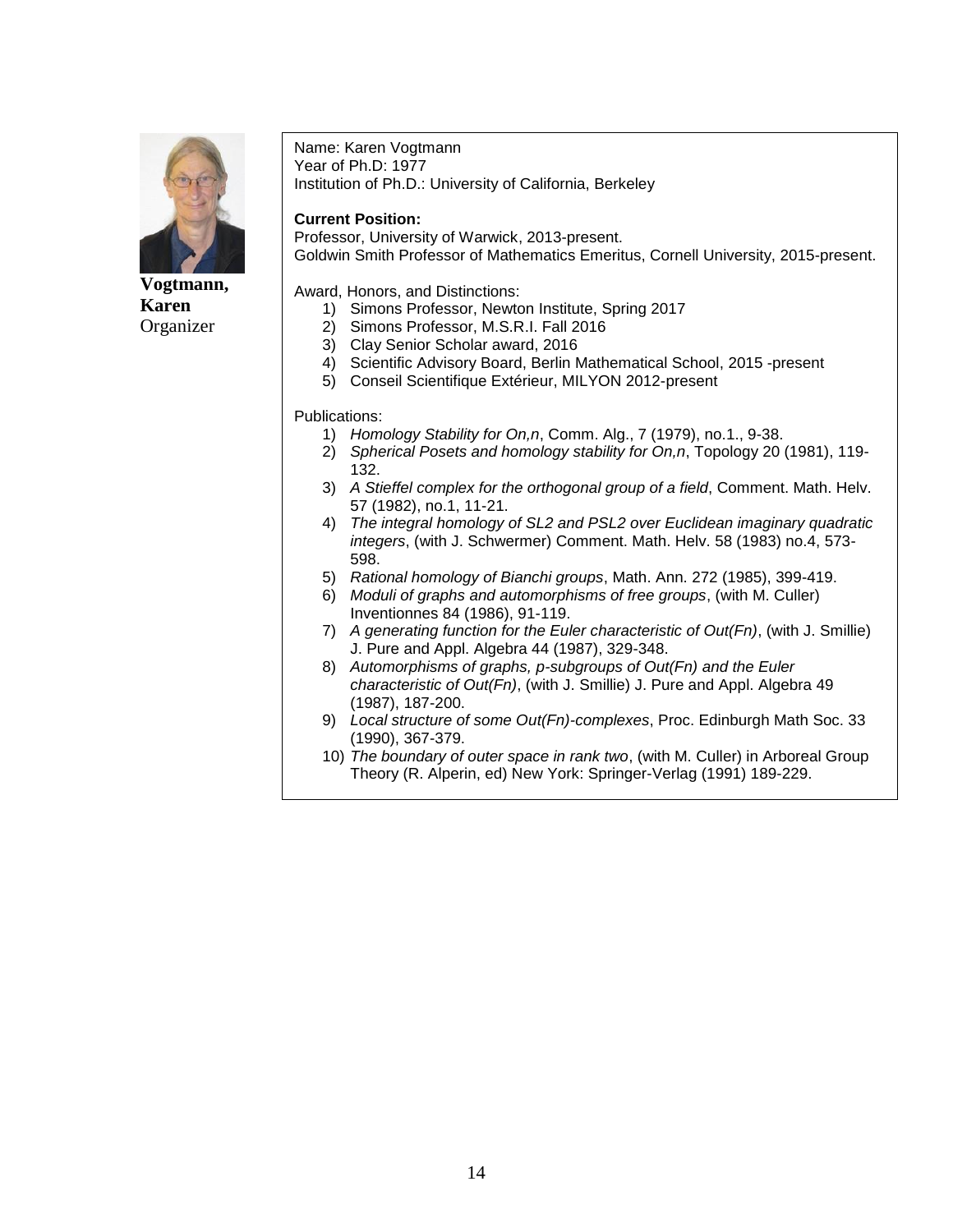**Vogtmann, Karen**
Organizer

Name: Karen Vogtmann
Year of Ph.D: 1977
Institution of Ph.D.: University of California, Berkeley

**Current Position:**
Professor, University of Warwick, 2013-present.
Goldwin Smith Professor of Mathematics Emeritus, Cornell University, 2015-present.

Award, Honors, and Distinctions:

1) Simons Professor, Newton Institute, Spring 2017
2) Simons Professor, M.S.R.I. Fall 2016
3) Clay Senior Scholar award, 2016
4) Scientific Advisory Board, Berlin Mathematical School, 2015 -present
5) Conseil Scientifique Extérieur, MILYON 2012-present

Publications:

1) *Homology Stability for On,n*, Comm. Alg., 7 (1979), no.1., 9-38.
2) *Spherical Posets and homology stability for On,n*, Topology 20 (1981), 119-132.
3) *A Stieffel complex for the orthogonal group of a field*, Comment. Math. Helv. 57 (1982), no.1, 11-21.
4) *The integral homology of SL2 and PSL2 over Euclidean imaginary quadratic integers*, (with J. Schwermer) Comment. Math. Helv. 58 (1983) no.4, 573-598.
5) *Rational homology of Bianchi groups*, Math. Ann. 272 (1985), 399-419.
6) *Moduli of graphs and automorphisms of free groups*, (with M. Culler) Inventionnes 84 (1986), 91-119.
7) *A generating function for the Euler characteristic of Out(Fn)*, (with J. Smillie) J. Pure and Appl. Algebra 44 (1987), 329-348.
8) *Automorphisms of graphs, p-subgroups of Out(Fn) and the Euler characteristic of Out(Fn)*, (with J. Smillie) J. Pure and Appl. Algebra 49 (1987), 187-200.
9) *Local structure of some Out(Fn)-complexes*, Proc. Edinburgh Math Soc. 33 (1990), 367-379.
10) *The boundary of outer space in rank two*, (with M. Culler) in Arboreal Group Theory (R. Alperin, ed) New York: Springer-Verlag (1991) 189-229.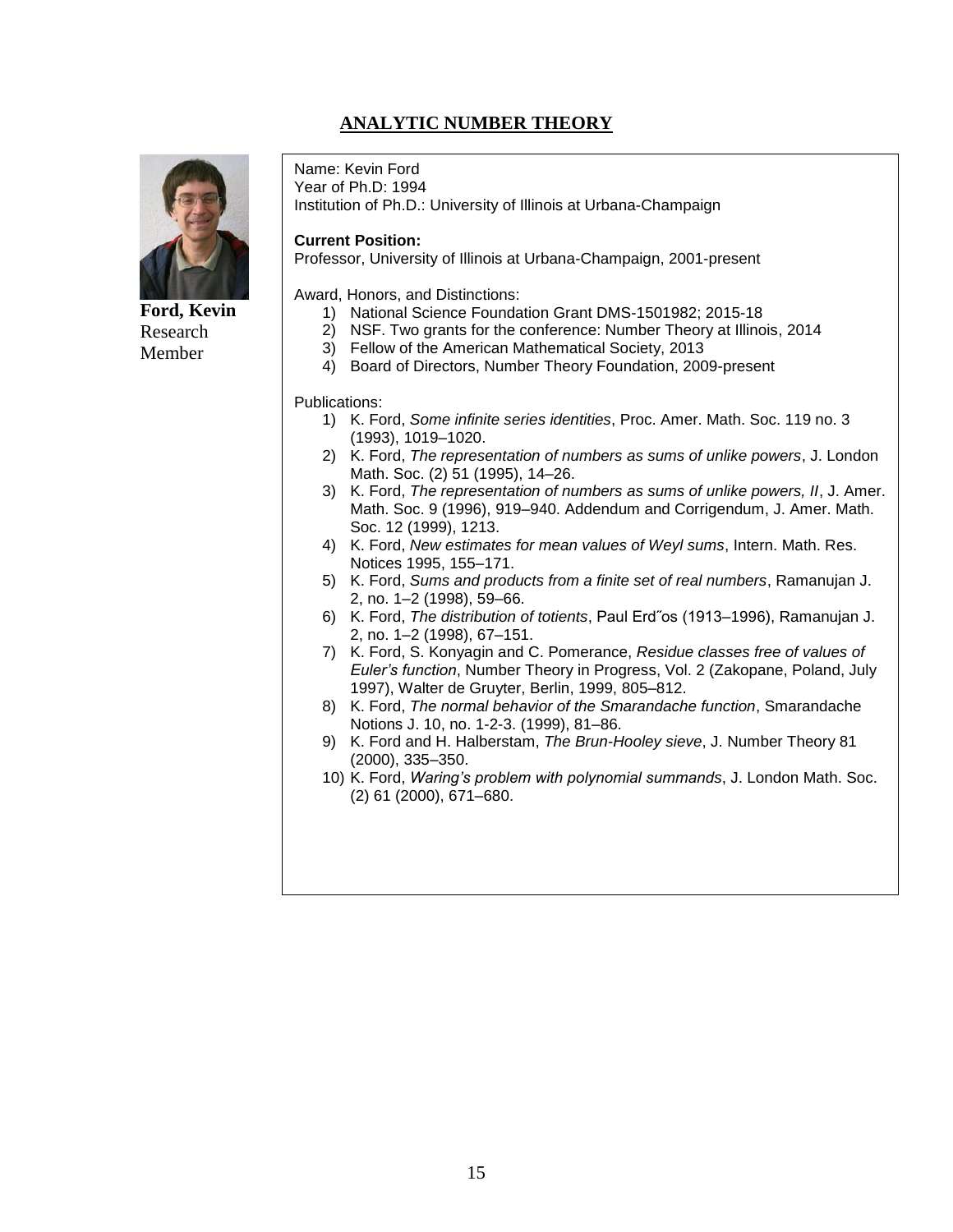## ANALYTIC NUMBER THEORY

**Ford, Kevin**
Research
Member

Name: Kevin Ford
Year of Ph.D: 1994
Institution of Ph.D.: University of Illinois at Urbana-Champaign

**Current Position:**
Professor, University of Illinois at Urbana-Champaign, 2001-present

Award, Honors, and Distinctions:

1) National Science Foundation Grant DMS-1501982; 2015-18
2) NSF. Two grants for the conference: Number Theory at Illinois, 2014
3) Fellow of the American Mathematical Society, 2013
4) Board of Directors, Number Theory Foundation, 2009-present

Publications:

1) K. Ford, *Some infinite series identities*, Proc. Amer. Math. Soc. 119 no. 3 (1993), 1019–1020.
2) K. Ford, *The representation of numbers as sums of unlike powers*, J. London Math. Soc. (2) 51 (1995), 14–26.
3) K. Ford, *The representation of numbers as sums of unlike powers, II*, J. Amer. Math. Soc. 9 (1996), 919–940. Addendum and Corrigendum, J. Amer. Math. Soc. 12 (1999), 1213.
4) K. Ford, *New estimates for mean values of Weyl sums*, Intern. Math. Res. Notices 1995, 155–171.
5) K. Ford, *Sums and products from a finite set of real numbers*, Ramanujan J. 2, no. 1–2 (1998), 59–66.
6) K. Ford, *The distribution of totients*, Paul Erd˝os (1913–1996), Ramanujan J. 2, no. 1–2 (1998), 67–151.
7) K. Ford, S. Konyagin and C. Pomerance, *Residue classes free of values of Euler's function*, Number Theory in Progress, Vol. 2 (Zakopane, Poland, July 1997), Walter de Gruyter, Berlin, 1999, 805–812.
8) K. Ford, *The normal behavior of the Smarandache function*, Smarandache Notions J. 10, no. 1-2-3. (1999), 81–86.
9) K. Ford and H. Halberstam, *The Brun-Hooley sieve*, J. Number Theory 81 (2000), 335–350.
10) K. Ford, *Waring's problem with polynomial summands*, J. London Math. Soc. (2) 61 (2000), 671–680.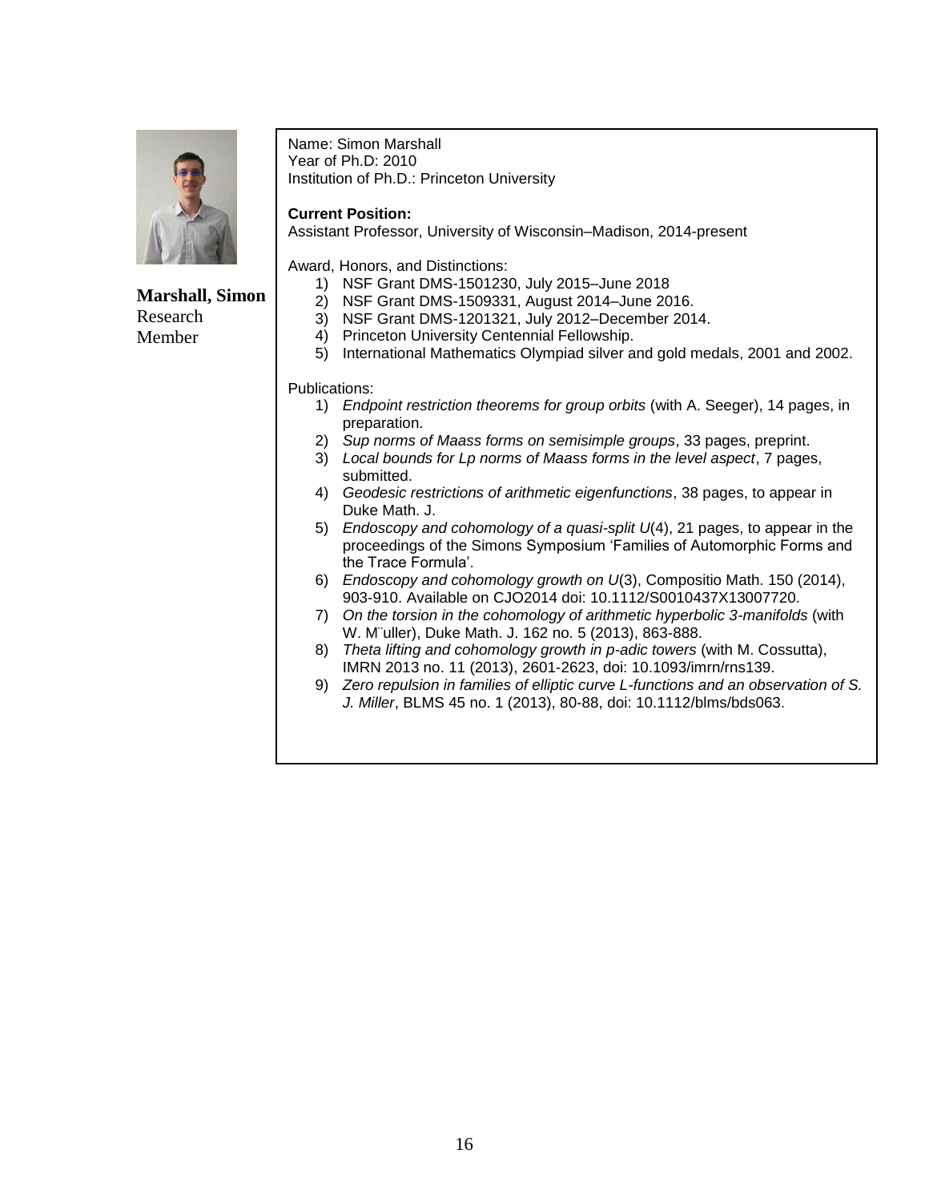**Marshall, Simon**
Research
Member

Name: Simon Marshall
Year of Ph.D: 2010
Institution of Ph.D.: Princeton University

**Current Position:**
Assistant Professor, University of Wisconsin–Madison, 2014-present

Award, Honors, and Distinctions:

1) NSF Grant DMS-1501230, July 2015–June 2018
2) NSF Grant DMS-1509331, August 2014–June 2016.
3) NSF Grant DMS-1201321, July 2012–December 2014.
4) Princeton University Centennial Fellowship.
5) International Mathematics Olympiad silver and gold medals, 2001 and 2002.

Publications:

1) *Endpoint restriction theorems for group orbits* (with A. Seeger), 14 pages, in preparation.
2) *Sup norms of Maass forms on semisimple groups*, 33 pages, preprint.
3) *Local bounds for Lp norms of Maass forms in the level aspect*, 7 pages, submitted.
4) *Geodesic restrictions of arithmetic eigenfunctions*, 38 pages, to appear in Duke Math. J.
5) *Endoscopy and cohomology of a quasi-split U*(4), 21 pages, to appear in the proceedings of the Simons Symposium 'Families of Automorphic Forms and the Trace Formula'.
6) *Endoscopy and cohomology growth on U*(3), Compositio Math. 150 (2014), 903-910. Available on CJO2014 doi: 10.1112/S0010437X13007720.
7) *On the torsion in the cohomology of arithmetic hyperbolic 3-manifolds* (with W. M¨uller), Duke Math. J. 162 no. 5 (2013), 863-888.
8) *Theta lifting and cohomology growth in p-adic towers* (with M. Cossutta), IMRN 2013 no. 11 (2013), 2601-2623, doi: 10.1093/imrn/rns139.
9) *Zero repulsion in families of elliptic curve L-functions and an observation of S. J. Miller*, BLMS 45 no. 1 (2013), 80-88, doi: 10.1112/blms/bds063.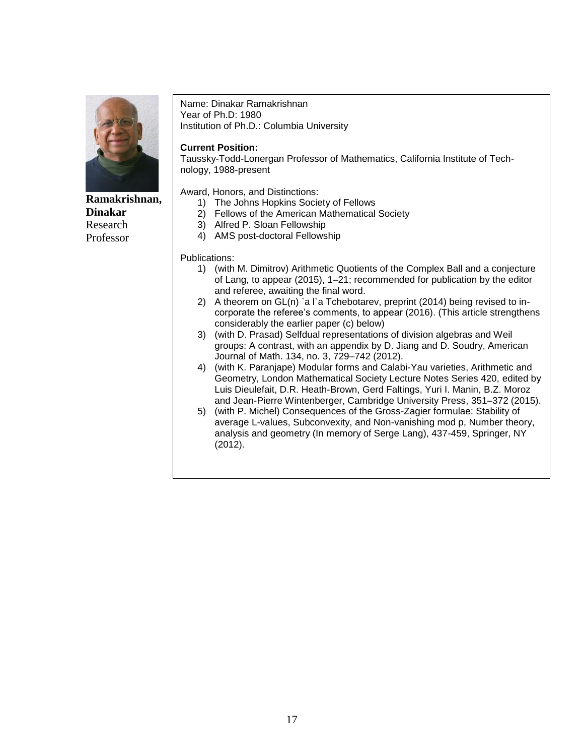**Ramakrishnan, Dinakar**
Research Professor

Name: Dinakar Ramakrishnan
Year of Ph.D: 1980
Institution of Ph.D.: Columbia University

**Current Position:**
Taussky-Todd-Lonergan Professor of Mathematics, California Institute of Technology, 1988-present

Award, Honors, and Distinctions:

1) The Johns Hopkins Society of Fellows
2) Fellows of the American Mathematical Society
3) Alfred P. Sloan Fellowship
4) AMS post-doctoral Fellowship

Publications:

1) (with M. Dimitrov) Arithmetic Quotients of the Complex Ball and a conjecture of Lang, to appear (2015), 1–21; recommended for publication by the editor and referee, awaiting the final word.
2) A theorem on GL(n) `a l`a Tchebotarev, preprint (2014) being revised to incorporate the referee's comments, to appear (2016). (This article strengthens considerably the earlier paper (c) below)
3) (with D. Prasad) Selfdual representations of division algebras and Weil groups: A contrast, with an appendix by D. Jiang and D. Soudry, American Journal of Math. 134, no. 3, 729–742 (2012).
4) (with K. Paranjape) Modular forms and Calabi-Yau varieties, Arithmetic and Geometry, London Mathematical Society Lecture Notes Series 420, edited by Luis Dieulefait, D.R. Heath-Brown, Gerd Faltings, Yuri I. Manin, B.Z. Moroz and Jean-Pierre Wintenberger, Cambridge University Press, 351–372 (2015).
5) (with P. Michel) Consequences of the Gross-Zagier formulae: Stability of average L-values, Subconvexity, and Non-vanishing mod p, Number theory, analysis and geometry (In memory of Serge Lang), 437-459, Springer, NY (2012).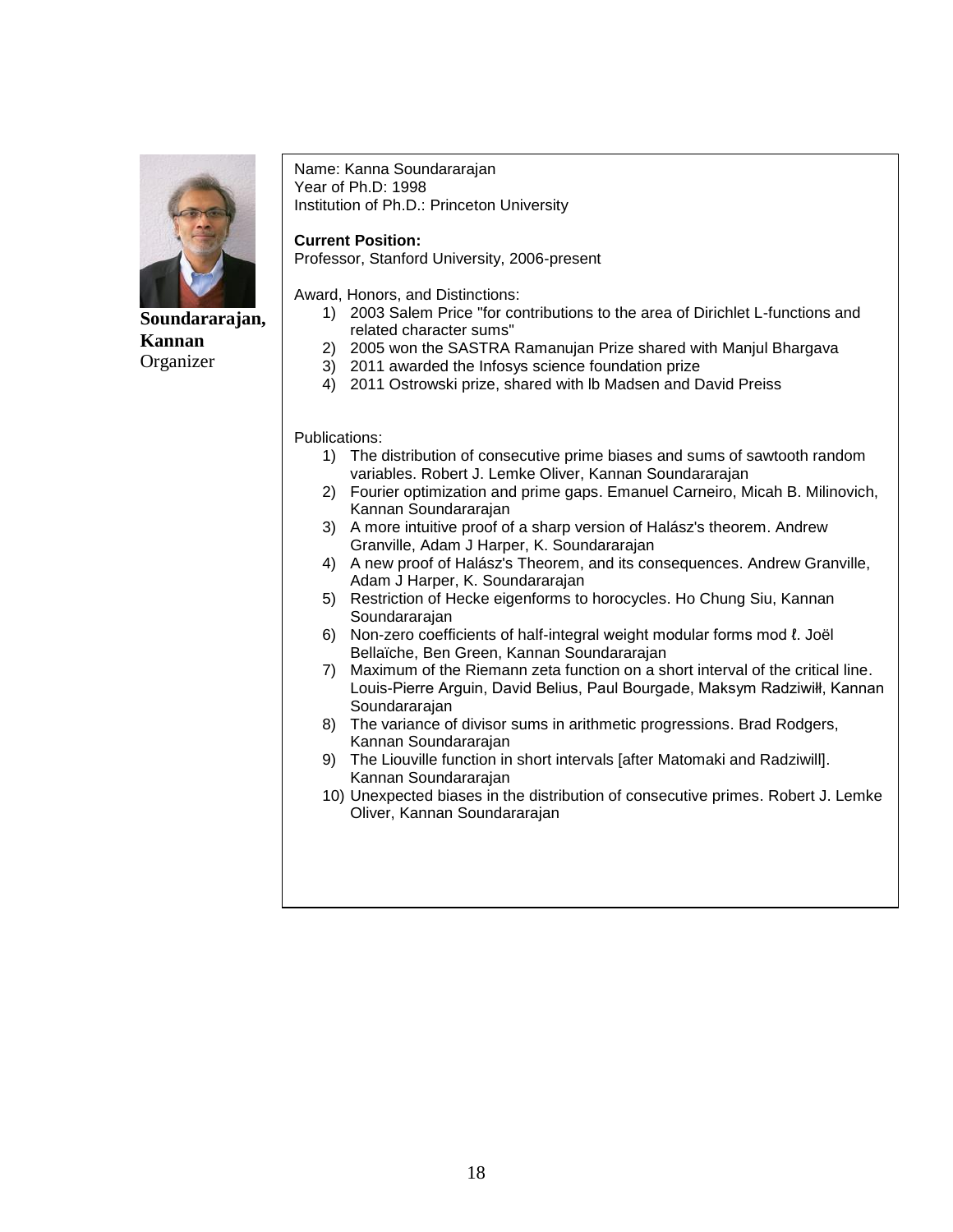**Soundararajan, Kannan**
Organizer

Name: Kanna Soundararajan
Year of Ph.D: 1998
Institution of Ph.D.: Princeton University

**Current Position:**
Professor, Stanford University, 2006-present

Award, Honors, and Distinctions:

1) 2003 Salem Price "for contributions to the area of Dirichlet L-functions and related character sums"
2) 2005 won the SASTRA Ramanujan Prize shared with Manjul Bhargava
3) 2011 awarded the Infosys science foundation prize
4) 2011 Ostrowski prize, shared with lb Madsen and David Preiss

Publications:

1) The distribution of consecutive prime biases and sums of sawtooth random variables. Robert J. Lemke Oliver, Kannan Soundararajan
2) Fourier optimization and prime gaps. Emanuel Carneiro, Micah B. Milinovich, Kannan Soundararajan
3) A more intuitive proof of a sharp version of Halász's theorem. Andrew Granville, Adam J Harper, K. Soundararajan
4) A new proof of Halász's Theorem, and its consequences. Andrew Granville, Adam J Harper, K. Soundararajan
5) Restriction of Hecke eigenforms to horocycles. Ho Chung Siu, Kannan Soundararajan
6) Non-zero coefficients of half-integral weight modular forms mod ℓ. Joël Bellaïche, Ben Green, Kannan Soundararajan
7) Maximum of the Riemann zeta function on a short interval of the critical line. Louis-Pierre Arguin, David Belius, Paul Bourgade, Maksym Radziwiłł, Kannan Soundararajan
8) The variance of divisor sums in arithmetic progressions. Brad Rodgers, Kannan Soundararajan
9) The Liouville function in short intervals [after Matomaki and Radziwill]. Kannan Soundararajan
10) Unexpected biases in the distribution of consecutive primes. Robert J. Lemke Oliver, Kannan Soundararajan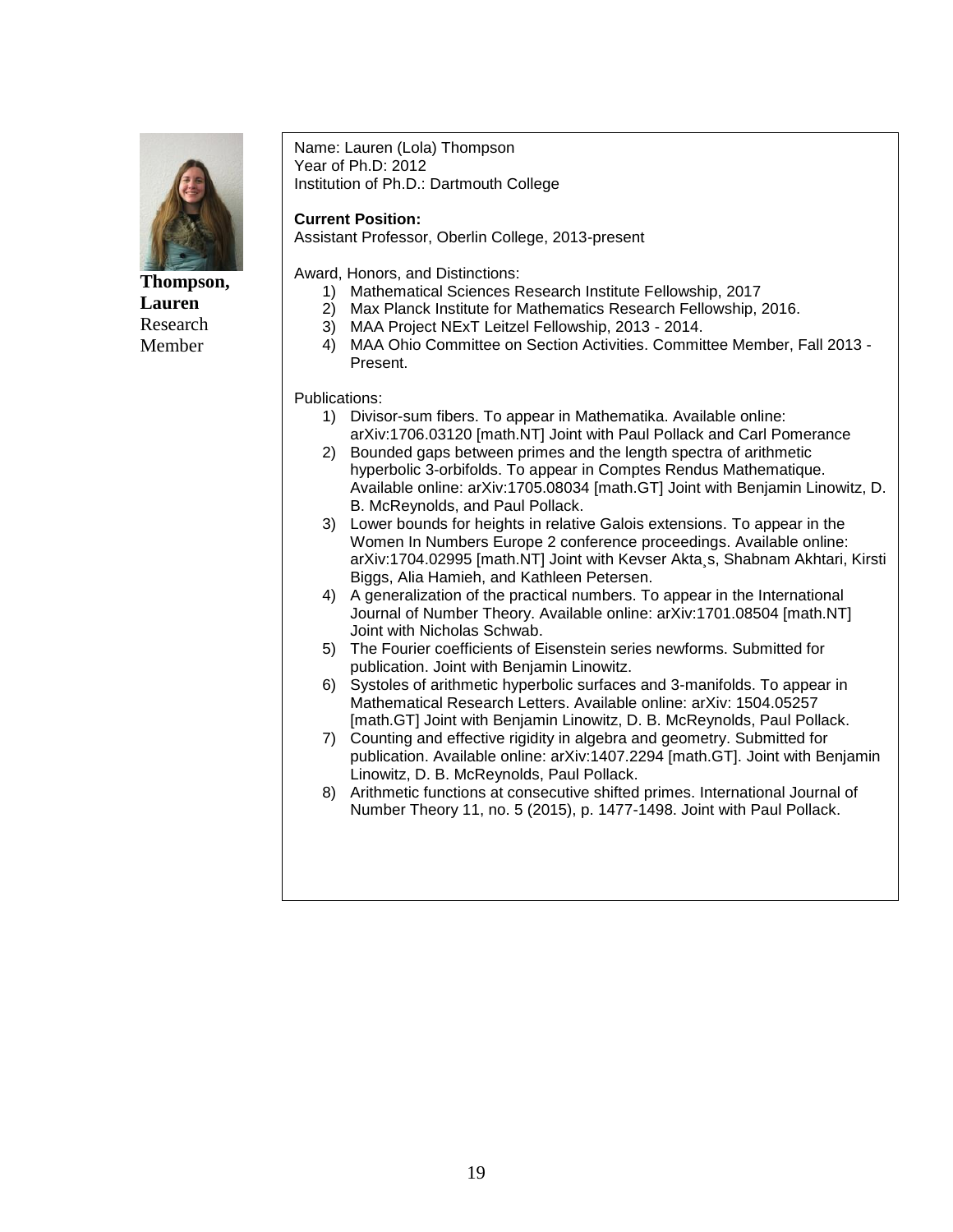**Thompson, Lauren**
Research Member

Name: Lauren (Lola) Thompson
Year of Ph.D: 2012
Institution of Ph.D.: Dartmouth College

**Current Position:**
Assistant Professor, Oberlin College, 2013-present

Award, Honors, and Distinctions:

1) Mathematical Sciences Research Institute Fellowship, 2017
2) Max Planck Institute for Mathematics Research Fellowship, 2016.
3) MAA Project NExT Leitzel Fellowship, 2013 - 2014.
4) MAA Ohio Committee on Section Activities. Committee Member, Fall 2013 - Present.

Publications:

1) Divisor-sum fibers. To appear in Mathematika. Available online: arXiv:1706.03120 [math.NT] Joint with Paul Pollack and Carl Pomerance
2) Bounded gaps between primes and the length spectra of arithmetic hyperbolic 3-orbifolds. To appear in Comptes Rendus Mathematique. Available online: arXiv:1705.08034 [math.GT] Joint with Benjamin Linowitz, D. B. McReynolds, and Paul Pollack.
3) Lower bounds for heights in relative Galois extensions. To appear in the Women In Numbers Europe 2 conference proceedings. Available online: arXiv:1704.02995 [math.NT] Joint with Kevser Akta¸s, Shabnam Akhtari, Kirsti Biggs, Alia Hamieh, and Kathleen Petersen.
4) A generalization of the practical numbers. To appear in the International Journal of Number Theory. Available online: arXiv:1701.08504 [math.NT] Joint with Nicholas Schwab.
5) The Fourier coefficients of Eisenstein series newforms. Submitted for publication. Joint with Benjamin Linowitz.
6) Systoles of arithmetic hyperbolic surfaces and 3-manifolds. To appear in Mathematical Research Letters. Available online: arXiv: 1504.05257 [math.GT] Joint with Benjamin Linowitz, D. B. McReynolds, Paul Pollack.
7) Counting and effective rigidity in algebra and geometry. Submitted for publication. Available online: arXiv:1407.2294 [math.GT]. Joint with Benjamin Linowitz, D. B. McReynolds, Paul Pollack.
8) Arithmetic functions at consecutive shifted primes. International Journal of Number Theory 11, no. 5 (2015), p. 1477-1498. Joint with Paul Pollack.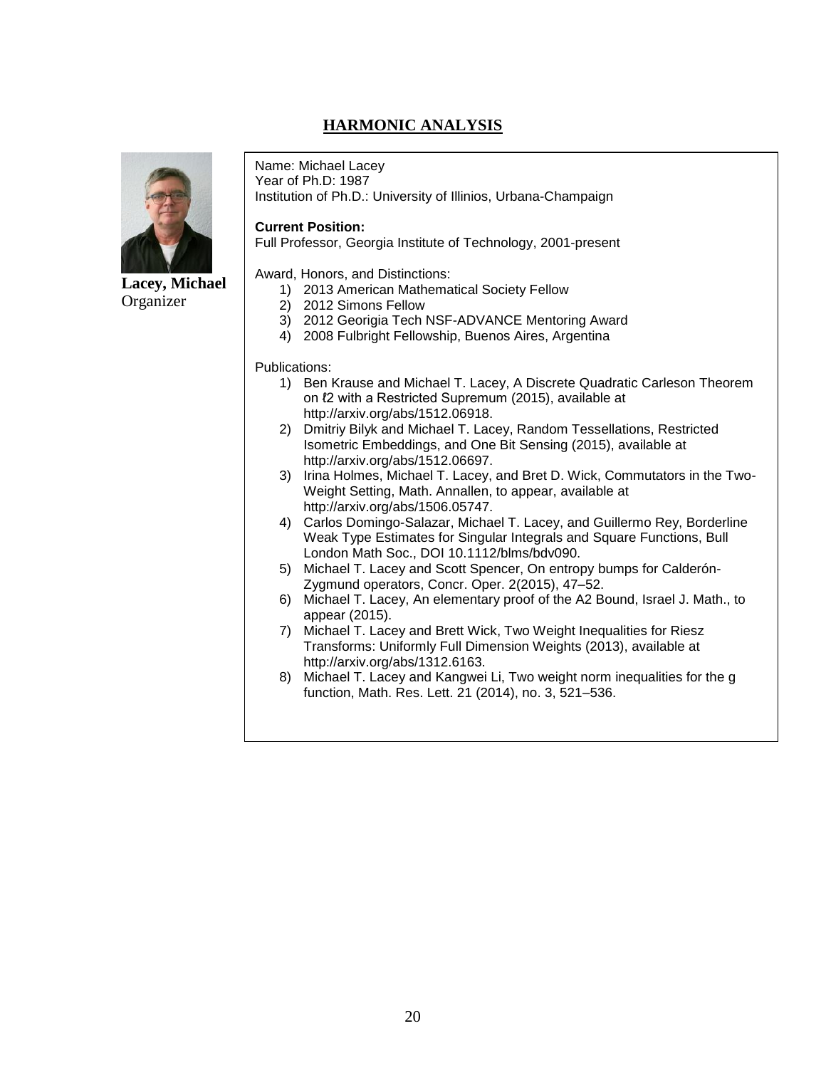# HARMONIC ANALYSIS

**Lacey, Michael**
Organizer

Name: Michael Lacey
Year of Ph.D: 1987
Institution of Ph.D.: University of Illinios, Urbana-Champaign

**Current Position:**
Full Professor, Georgia Institute of Technology, 2001-present

Award, Honors, and Distinctions:

1) 2013 American Mathematical Society Fellow
2) 2012 Simons Fellow
3) 2012 Georigia Tech NSF-ADVANCE Mentoring Award
4) 2008 Fulbright Fellowship, Buenos Aires, Argentina

Publications:

1) Ben Krause and Michael T. Lacey, A Discrete Quadratic Carleson Theorem on $\ell 2$ with a Restricted Supremum (2015), available at http://arxiv.org/abs/1512.06918.
2) Dmitriy Bilyk and Michael T. Lacey, Random Tessellations, Restricted Isometric Embeddings, and One Bit Sensing (2015), available at http://arxiv.org/abs/1512.06697.
3) Irina Holmes, Michael T. Lacey, and Bret D. Wick, Commutators in the Two-Weight Setting, Math. Annallen, to appear, available at http://arxiv.org/abs/1506.05747.
4) Carlos Domingo-Salazar, Michael T. Lacey, and Guillermo Rey, Borderline Weak Type Estimates for Singular Integrals and Square Functions, Bull London Math Soc., DOI 10.1112/blms/bdv090.
5) Michael T. Lacey and Scott Spencer, On entropy bumps for Calderón-Zygmund operators, Concr. Oper. 2(2015), 47–52.
6) Michael T. Lacey, An elementary proof of the A2 Bound, Israel J. Math., to appear (2015).
7) Michael T. Lacey and Brett Wick, Two Weight Inequalities for Riesz Transforms: Uniformly Full Dimension Weights (2013), available at http://arxiv.org/abs/1312.6163.
8) Michael T. Lacey and Kangwei Li, Two weight norm inequalities for the g function, Math. Res. Lett. 21 (2014), no. 3, 521–536.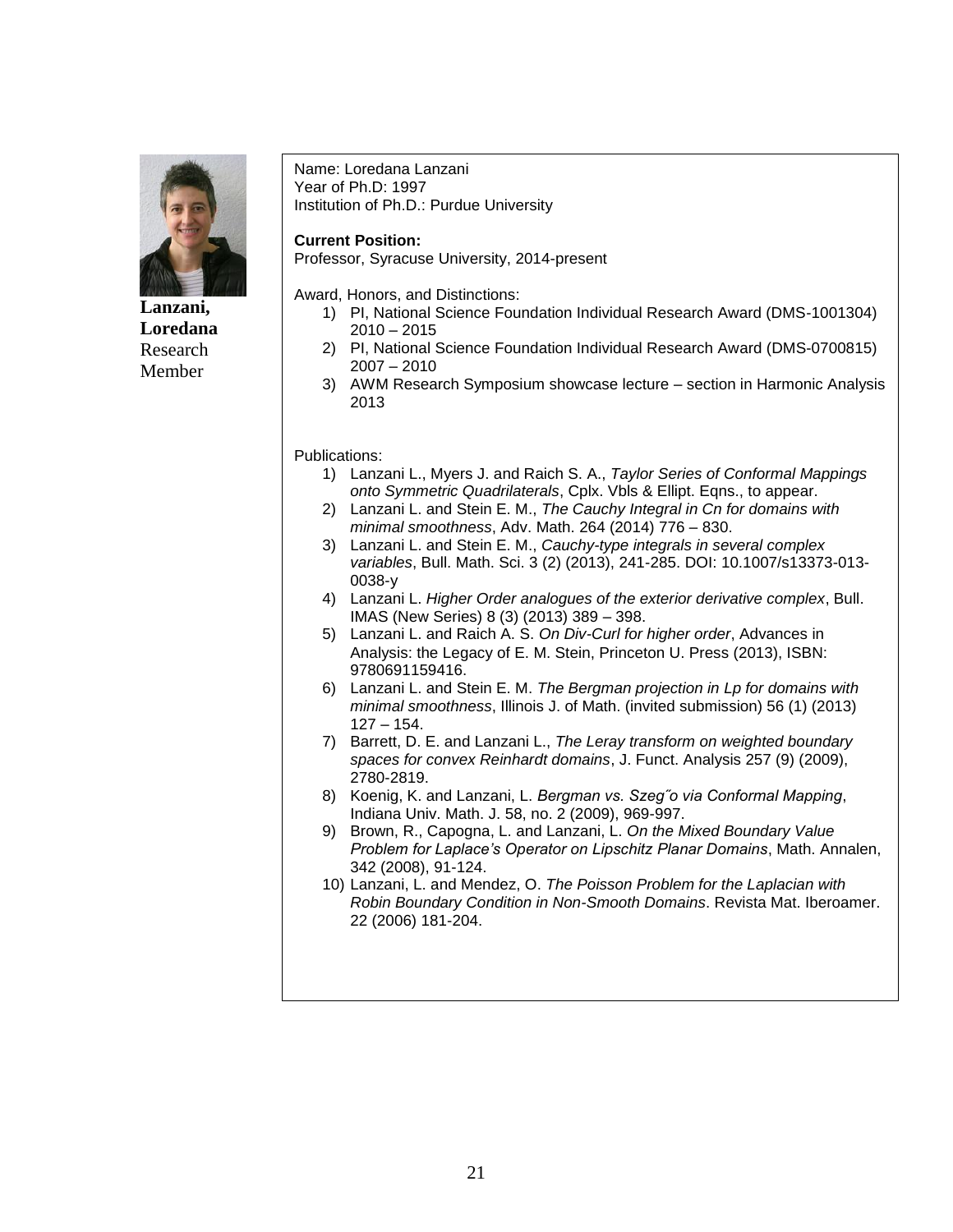**Lanzani, Loredana**
Research Member

Name: Loredana Lanzani
Year of Ph.D: 1997
Institution of Ph.D.: Purdue University

**Current Position:**
Professor, Syracuse University, 2014-present

Award, Honors, and Distinctions:

1) PI, National Science Foundation Individual Research Award (DMS-1001304) 2010 – 2015
2) PI, National Science Foundation Individual Research Award (DMS-0700815) 2007 – 2010
3) AWM Research Symposium showcase lecture – section in Harmonic Analysis 2013

Publications:

1) Lanzani L., Myers J. and Raich S. A., *Taylor Series of Conformal Mappings onto Symmetric Quadrilaterals*, Cplx. Vbls & Ellipt. Eqns., to appear.
2) Lanzani L. and Stein E. M., *The Cauchy Integral in Cn for domains with minimal smoothness*, Adv. Math. 264 (2014) 776 – 830.
3) Lanzani L. and Stein E. M., *Cauchy-type integrals in several complex variables*, Bull. Math. Sci. 3 (2) (2013), 241-285. DOI: 10.1007/s13373-013-0038-y
4) Lanzani L. *Higher Order analogues of the exterior derivative complex*, Bull. IMAS (New Series) 8 (3) (2013) 389 – 398.
5) Lanzani L. and Raich A. S. *On Div-Curl for higher order*, Advances in Analysis: the Legacy of E. M. Stein, Princeton U. Press (2013), ISBN: 9780691159416.
6) Lanzani L. and Stein E. M. *The Bergman projection in Lp for domains with minimal smoothness*, Illinois J. of Math. (invited submission) 56 (1) (2013) 127 – 154.
7) Barrett, D. E. and Lanzani L., *The Leray transform on weighted boundary spaces for convex Reinhardt domains*, J. Funct. Analysis 257 (9) (2009), 2780-2819.
8) Koenig, K. and Lanzani, L. *Bergman vs. Szeg˝o via Conformal Mapping*, Indiana Univ. Math. J. 58, no. 2 (2009), 969-997.
9) Brown, R., Capogna, L. and Lanzani, L. *On the Mixed Boundary Value Problem for Laplace's Operator on Lipschitz Planar Domains*, Math. Annalen, 342 (2008), 91-124.
10) Lanzani, L. and Mendez, O. *The Poisson Problem for the Laplacian with Robin Boundary Condition in Non-Smooth Domains*. Revista Mat. Iberoamer. 22 (2006) 181-204.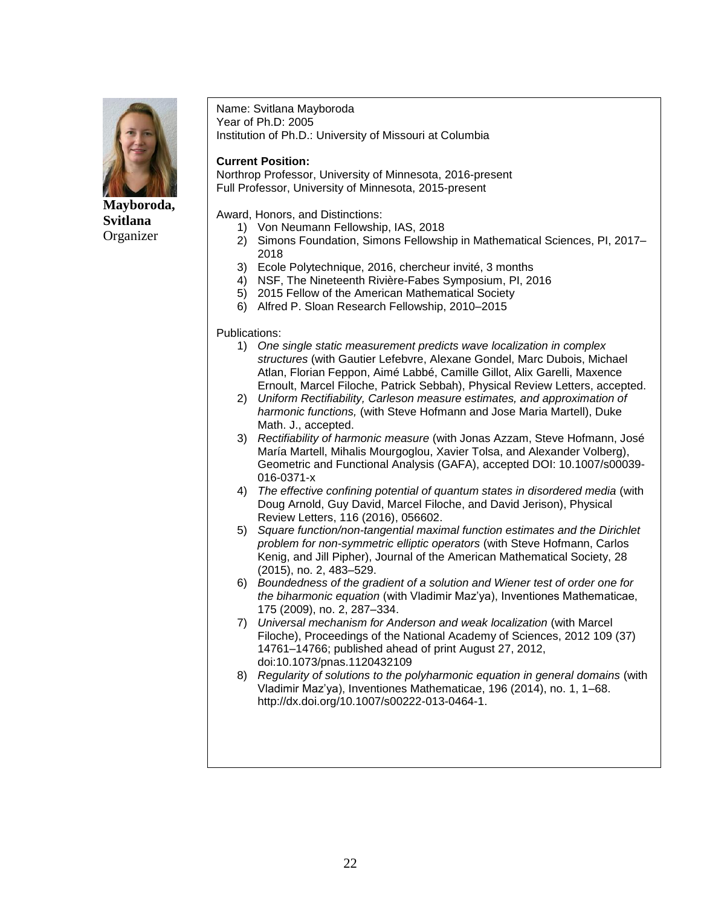**Mayboroda, Svitlana**
Organizer

Name: Svitlana Mayboroda
Year of Ph.D: 2005
Institution of Ph.D.: University of Missouri at Columbia

**Current Position:**
Northrop Professor, University of Minnesota, 2016-present
Full Professor, University of Minnesota, 2015-present

Award, Honors, and Distinctions:

1) Von Neumann Fellowship, IAS, 2018
2) Simons Foundation, Simons Fellowship in Mathematical Sciences, PI, 2017–2018
3) Ecole Polytechnique, 2016, chercheur invité, 3 months
4) NSF, The Nineteenth Rivière-Fabes Symposium, PI, 2016
5) 2015 Fellow of the American Mathematical Society
6) Alfred P. Sloan Research Fellowship, 2010–2015

Publications:

1) *One single static measurement predicts wave localization in complex structures* (with Gautier Lefebvre, Alexane Gondel, Marc Dubois, Michael Atlan, Florian Feppon, Aimé Labbé, Camille Gillot, Alix Garelli, Maxence Ernoult, Marcel Filoche, Patrick Sebbah), Physical Review Letters, accepted.
2) *Uniform Rectifiability, Carleson measure estimates, and approximation of harmonic functions,* (with Steve Hofmann and Jose Maria Martell), Duke Math. J., accepted.
3) *Rectifiability of harmonic measure* (with Jonas Azzam, Steve Hofmann, José María Martell, Mihalis Mourgoglou, Xavier Tolsa, and Alexander Volberg), Geometric and Functional Analysis (GAFA), accepted DOI: 10.1007/s00039-016-0371-x
4) *The effective confining potential of quantum states in disordered media* (with Doug Arnold, Guy David, Marcel Filoche, and David Jerison), Physical Review Letters, 116 (2016), 056602.
5) *Square function/non-tangential maximal function estimates and the Dirichlet problem for non-symmetric elliptic operators* (with Steve Hofmann, Carlos Kenig, and Jill Pipher), Journal of the American Mathematical Society, 28 (2015), no. 2, 483–529.
6) *Boundedness of the gradient of a solution and Wiener test of order one for the biharmonic equation* (with Vladimir Maz'ya), Inventiones Mathematicae, 175 (2009), no. 2, 287–334.
7) *Universal mechanism for Anderson and weak localization* (with Marcel Filoche), Proceedings of the National Academy of Sciences, 2012 109 (37) 14761–14766; published ahead of print August 27, 2012, doi:10.1073/pnas.1120432109
8) *Regularity of solutions to the polyharmonic equation in general domains* (with Vladimir Maz'ya), Inventiones Mathematicae, 196 (2014), no. 1, 1–68. http://dx.doi.org/10.1007/s00222-013-0464-1.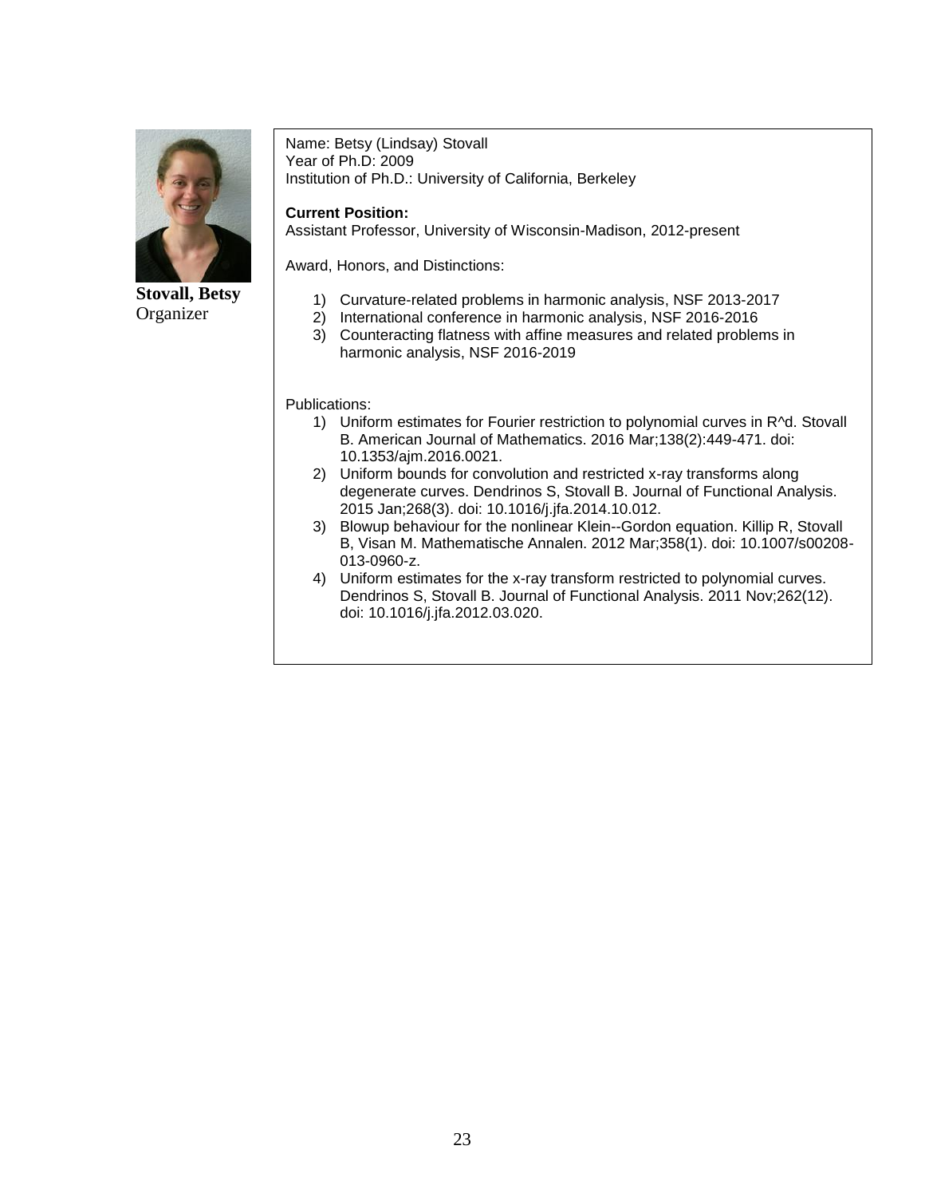**Stovall, Betsy**
Organizer

Name: Betsy (Lindsay) Stovall
Year of Ph.D: 2009
Institution of Ph.D.: University of California, Berkeley

**Current Position:**
Assistant Professor, University of Wisconsin-Madison, 2012-present

Award, Honors, and Distinctions:

1) Curvature-related problems in harmonic analysis, NSF 2013-2017
2) International conference in harmonic analysis, NSF 2016-2016
3) Counteracting flatness with affine measures and related problems in harmonic analysis, NSF 2016-2019

Publications:

1) Uniform estimates for Fourier restriction to polynomial curves in R^d. Stovall B. American Journal of Mathematics. 2016 Mar;138(2):449-471. doi: 10.1353/ajm.2016.0021.
2) Uniform bounds for convolution and restricted x-ray transforms along degenerate curves. Dendrinos S, Stovall B. Journal of Functional Analysis. 2015 Jan;268(3). doi: 10.1016/j.jfa.2014.10.012.
3) Blowup behaviour for the nonlinear Klein--Gordon equation. Killip R, Stovall B, Visan M. Mathematische Annalen. 2012 Mar;358(1). doi: 10.1007/s00208-013-0960-z.
4) Uniform estimates for the x-ray transform restricted to polynomial curves. Dendrinos S, Stovall B. Journal of Functional Analysis. 2011 Nov;262(12). doi: 10.1016/j.jfa.2012.03.020.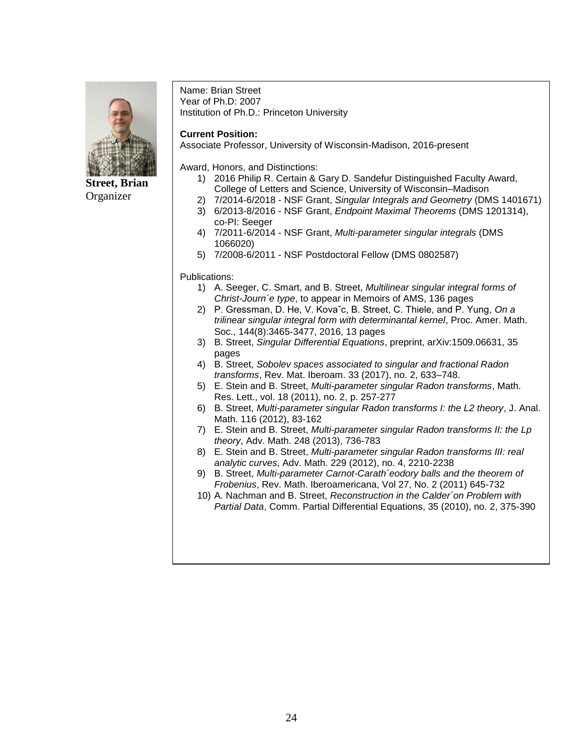**Street, Brian**
Organizer

Name: Brian Street
Year of Ph.D: 2007
Institution of Ph.D.: Princeton University

**Current Position:**
Associate Professor, University of Wisconsin-Madison, 2016-present

Award, Honors, and Distinctions:

1) 2016 Philip R. Certain & Gary D. Sandefur Distinguished Faculty Award, College of Letters and Science, University of Wisconsin–Madison
2) 7/2014-6/2018 - NSF Grant, *Singular Integrals and Geometry* (DMS 1401671)
3) 6/2013-8/2016 - NSF Grant, *Endpoint Maximal Theorems* (DMS 1201314), co-PI: Seeger
4) 7/2011-6/2014 - NSF Grant, *Multi-parameter singular integrals* (DMS 1066020)
5) 7/2008-6/2011 - NSF Postdoctoral Fellow (DMS 0802587)

Publications:

1) A. Seeger, C. Smart, and B. Street, *Multilinear singular integral forms of Christ-Journ´e type*, to appear in Memoirs of AMS, 136 pages
2) P. Gressman, D. He, V. Kovaˇc, B. Street, C. Thiele, and P. Yung, *On a trilinear singular integral form with determinantal kernel*, Proc. Amer. Math. Soc., 144(8):3465-3477, 2016, 13 pages
3) B. Street, *Singular Differential Equations*, preprint, arXiv:1509.06631, 35 pages
4) B. Street, *Sobolev spaces associated to singular and fractional Radon transforms*, Rev. Mat. Iberoam. 33 (2017), no. 2, 633–748.
5) E. Stein and B. Street, *Multi-parameter singular Radon transforms*, Math. Res. Lett., vol. 18 (2011), no. 2, p. 257-277
6) B. Street, *Multi-parameter singular Radon transforms I: the L2 theory*, J. Anal. Math. 116 (2012), 83-162
7) E. Stein and B. Street, *Multi-parameter singular Radon transforms II: the Lp theory*, Adv. Math. 248 (2013), 736-783
8) E. Stein and B. Street, *Multi-parameter singular Radon transforms III: real analytic curves*, Adv. Math. 229 (2012), no. 4, 2210-2238
9) B. Street, *Multi-parameter Carnot-Carath´eodory balls and the theorem of Frobenius*, Rev. Math. Iberoamericana, Vol 27, No. 2 (2011) 645-732
10) A. Nachman and B. Street, *Reconstruction in the Calder´on Problem with Partial Data*, Comm. Partial Differential Equations, 35 (2010), no. 2, 375-390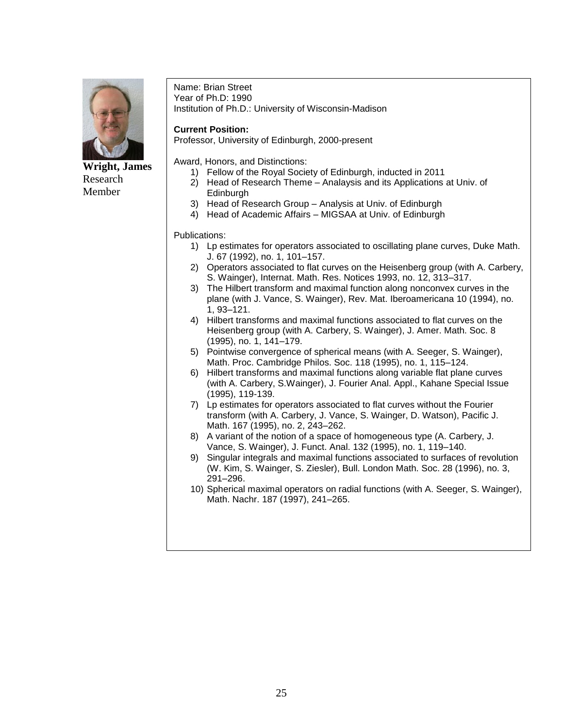**Wright, James**
Research Member

Name: Brian Street
Year of Ph.D: 1990
Institution of Ph.D.: University of Wisconsin-Madison

**Current Position:**
Professor, University of Edinburgh, 2000-present

Award, Honors, and Distinctions:

1) Fellow of the Royal Society of Edinburgh, inducted in 2011
2) Head of Research Theme – Analaysis and its Applications at Univ. of Edinburgh
3) Head of Research Group – Analysis at Univ. of Edinburgh
4) Head of Academic Affairs – MIGSAA at Univ. of Edinburgh

Publications:

1) Lp estimates for operators associated to oscillating plane curves, Duke Math. J. 67 (1992), no. 1, 101–157.
2) Operators associated to flat curves on the Heisenberg group (with A. Carbery, S. Wainger), Internat. Math. Res. Notices 1993, no. 12, 313–317.
3) The Hilbert transform and maximal function along nonconvex curves in the plane (with J. Vance, S. Wainger), Rev. Mat. Iberoamericana 10 (1994), no. 1, 93–121.
4) Hilbert transforms and maximal functions associated to flat curves on the Heisenberg group (with A. Carbery, S. Wainger), J. Amer. Math. Soc. 8 (1995), no. 1, 141–179.
5) Pointwise convergence of spherical means (with A. Seeger, S. Wainger), Math. Proc. Cambridge Philos. Soc. 118 (1995), no. 1, 115–124.
6) Hilbert transforms and maximal functions along variable flat plane curves (with A. Carbery, S.Wainger), J. Fourier Anal. Appl., Kahane Special Issue (1995), 119-139.
7) Lp estimates for operators associated to flat curves without the Fourier transform (with A. Carbery, J. Vance, S. Wainger, D. Watson), Pacific J. Math. 167 (1995), no. 2, 243–262.
8) A variant of the notion of a space of homogeneous type (A. Carbery, J. Vance, S. Wainger), J. Funct. Anal. 132 (1995), no. 1, 119–140.
9) Singular integrals and maximal functions associated to surfaces of revolution (W. Kim, S. Wainger, S. Ziesler), Bull. London Math. Soc. 28 (1996), no. 3, 291–296.
10) Spherical maximal operators on radial functions (with A. Seeger, S. Wainger), Math. Nachr. 187 (1997), 241–265.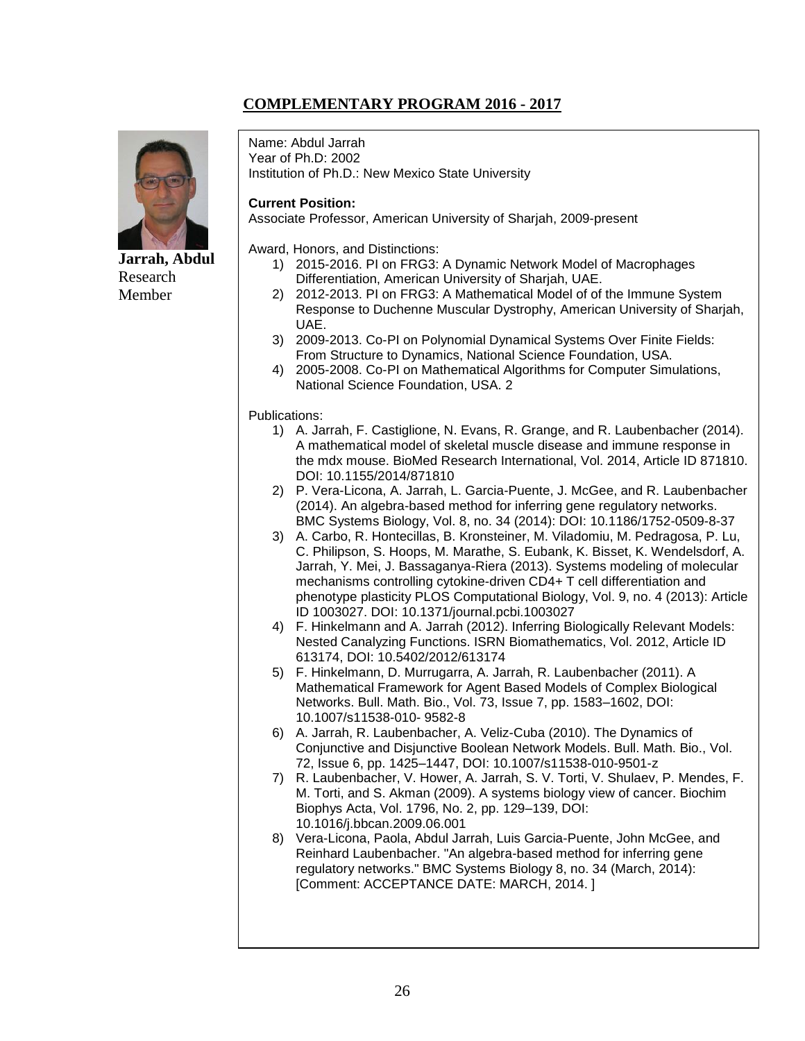## COMPLEMENTARY PROGRAM 2016 - 2017

**Jarrah, Abdul**
Research Member

Name: Abdul Jarrah
Year of Ph.D: 2002
Institution of Ph.D.: New Mexico State University

**Current Position:**
Associate Professor, American University of Sharjah, 2009-present

Award, Honors, and Distinctions:

1) 2015-2016. PI on FRG3: A Dynamic Network Model of Macrophages Differentiation, American University of Sharjah, UAE.
2) 2012-2013. PI on FRG3: A Mathematical Model of of the Immune System Response to Duchenne Muscular Dystrophy, American University of Sharjah, UAE.
3) 2009-2013. Co-PI on Polynomial Dynamical Systems Over Finite Fields: From Structure to Dynamics, National Science Foundation, USA.
4) 2005-2008. Co-PI on Mathematical Algorithms for Computer Simulations, National Science Foundation, USA. 2

Publications:

1) A. Jarrah, F. Castiglione, N. Evans, R. Grange, and R. Laubenbacher (2014). A mathematical model of skeletal muscle disease and immune response in the mdx mouse. BioMed Research International, Vol. 2014, Article ID 871810. DOI: 10.1155/2014/871810
2) P. Vera-Licona, A. Jarrah, L. Garcia-Puente, J. McGee, and R. Laubenbacher (2014). An algebra-based method for inferring gene regulatory networks. BMC Systems Biology, Vol. 8, no. 34 (2014): DOI: 10.1186/1752-0509-8-37
3) A. Carbo, R. Hontecillas, B. Kronsteiner, M. Viladomiu, M. Pedragosa, P. Lu, C. Philipson, S. Hoops, M. Marathe, S. Eubank, K. Bisset, K. Wendelsdorf, A. Jarrah, Y. Mei, J. Bassaganya-Riera (2013). Systems modeling of molecular mechanisms controlling cytokine-driven CD4+ T cell differentiation and phenotype plasticity PLOS Computational Biology, Vol. 9, no. 4 (2013): Article ID 1003027. DOI: 10.1371/journal.pcbi.1003027
4) F. Hinkelmann and A. Jarrah (2012). Inferring Biologically Relevant Models: Nested Canalyzing Functions. ISRN Biomathematics, Vol. 2012, Article ID 613174, DOI: 10.5402/2012/613174
5) F. Hinkelmann, D. Murrugarra, A. Jarrah, R. Laubenbacher (2011). A Mathematical Framework for Agent Based Models of Complex Biological Networks. Bull. Math. Bio., Vol. 73, Issue 7, pp. 1583–1602, DOI: 10.1007/s11538-010- 9582-8
6) A. Jarrah, R. Laubenbacher, A. Veliz-Cuba (2010). The Dynamics of Conjunctive and Disjunctive Boolean Network Models. Bull. Math. Bio., Vol. 72, Issue 6, pp. 1425–1447, DOI: 10.1007/s11538-010-9501-z
7) R. Laubenbacher, V. Hower, A. Jarrah, S. V. Torti, V. Shulaev, P. Mendes, F. M. Torti, and S. Akman (2009). A systems biology view of cancer. Biochim Biophys Acta, Vol. 1796, No. 2, pp. 129–139, DOI: 10.1016/j.bbcan.2009.06.001
8) Vera-Licona, Paola, Abdul Jarrah, Luis Garcia-Puente, John McGee, and Reinhard Laubenbacher. "An algebra-based method for inferring gene regulatory networks." BMC Systems Biology 8, no. 34 (March, 2014): [Comment: ACCEPTANCE DATE: MARCH, 2014. ]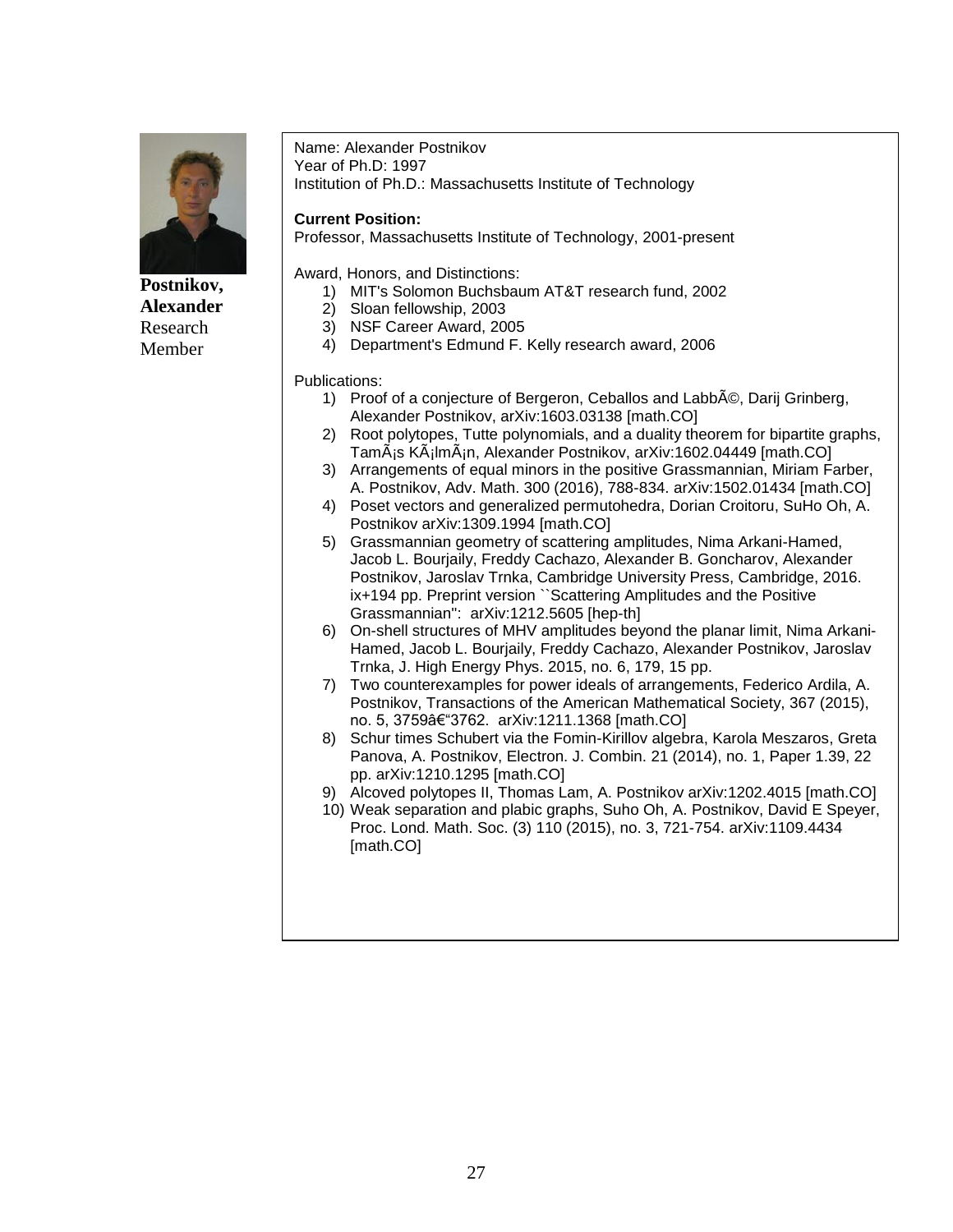**Postnikov, Alexander**
Research Member

Name: Alexander Postnikov
Year of Ph.D: 1997
Institution of Ph.D.: Massachusetts Institute of Technology

**Current Position:**
Professor, Massachusetts Institute of Technology, 2001-present

Award, Honors, and Distinctions:

1) MIT's Solomon Buchsbaum AT&T research fund, 2002
2) Sloan fellowship, 2003
3) NSF Career Award, 2005
4) Department's Edmund F. Kelly research award, 2006

Publications:

1) Proof of a conjecture of Bergeron, Ceballos and LabbÃ©, Darij Grinberg, Alexander Postnikov, arXiv:1603.03138 [math.CO]
2) Root polytopes, Tutte polynomials, and a duality theorem for bipartite graphs, TamÃ¡s KÃ¡lmÃ¡n, Alexander Postnikov, arXiv:1602.04449 [math.CO]
3) Arrangements of equal minors in the positive Grassmannian, Miriam Farber, A. Postnikov, Adv. Math. 300 (2016), 788-834. arXiv:1502.01434 [math.CO]
4) Poset vectors and generalized permutohedra, Dorian Croitoru, SuHo Oh, A. Postnikov arXiv:1309.1994 [math.CO]
5) Grassmannian geometry of scattering amplitudes, Nima Arkani-Hamed, Jacob L. Bourjaily, Freddy Cachazo, Alexander B. Goncharov, Alexander Postnikov, Jaroslav Trnka, Cambridge University Press, Cambridge, 2016. ix+194 pp. Preprint version ``Scattering Amplitudes and the Positive Grassmannian'': arXiv:1212.5605 [hep-th]
6) On-shell structures of MHV amplitudes beyond the planar limit, Nima Arkani-Hamed, Jacob L. Bourjaily, Freddy Cachazo, Alexander Postnikov, Jaroslav Trnka, J. High Energy Phys. 2015, no. 6, 179, 15 pp.
7) Two counterexamples for power ideals of arrangements, Federico Ardila, A. Postnikov, Transactions of the American Mathematical Society, 367 (2015), no. 5, 3759â€"3762. arXiv:1211.1368 [math.CO]
8) Schur times Schubert via the Fomin-Kirillov algebra, Karola Meszaros, Greta Panova, A. Postnikov, Electron. J. Combin. 21 (2014), no. 1, Paper 1.39, 22 pp. arXiv:1210.1295 [math.CO]
9) Alcoved polytopes II, Thomas Lam, A. Postnikov arXiv:1202.4015 [math.CO]
10) Weak separation and plabic graphs, Suho Oh, A. Postnikov, David E Speyer, Proc. Lond. Math. Soc. (3) 110 (2015), no. 3, 721-754. arXiv:1109.4434 [math.CO]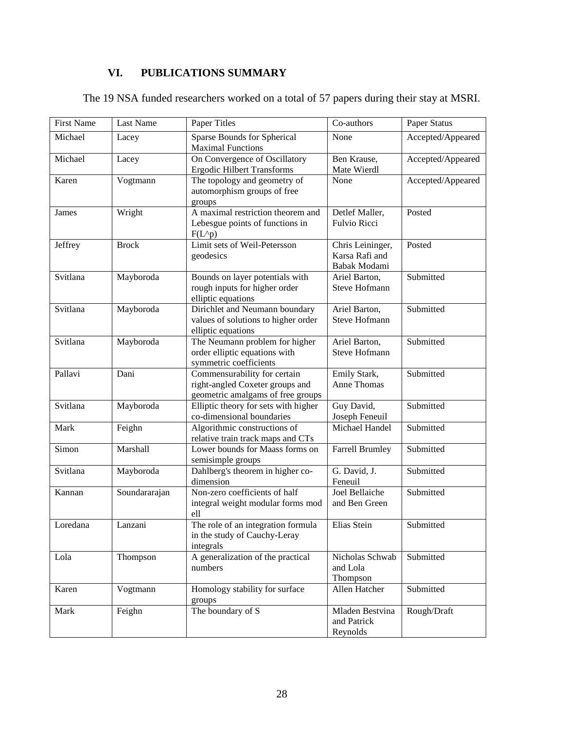## VI. PUBLICATIONS SUMMARY

The 19 NSA funded researchers worked on a total of 57 papers during their stay at MSRI.

| First Name | Last Name | Paper Titles | Co-authors | Paper Status |
|---|---|---|---|---|
| Michael | Lacey | Sparse Bounds for Spherical Maximal Functions | None | Accepted/Appeared |
| Michael | Lacey | On Convergence of Oscillatory Ergodic Hilbert Transforms | Ben Krause, Mate Wierdl | Accepted/Appeared |
| Karen | Vogtmann | The topology and geometry of automorphism groups of free groups | None | Accepted/Appeared |
| James | Wright | A maximal restriction theorem and Lebesgue points of functions in F(L^p) | Detlef Maller, Fulvio Ricci | Posted |
| Jeffrey | Brock | Limit sets of Weil-Petersson geodesics | Chris Leininger, Karsa Rafi and Babak Modami | Posted |
| Svitlana | Mayboroda | Bounds on layer potentials with rough inputs for higher order elliptic equations | Ariel Barton, Steve Hofmann | Submitted |
| Svitlana | Mayboroda | Dirichlet and Neumann boundary values of solutions to higher order elliptic equations | Ariel Barton, Steve Hofmann | Submitted |
| Svitlana | Mayboroda | The Neumann problem for higher order elliptic equations with symmetric coefficients | Ariel Barton, Steve Hofmann | Submitted |
| Pallavi | Dani | Commensurability for certain right-angled Coxeter groups and geometric amalgams of free groups | Emily Stark, Anne Thomas | Submitted |
| Svitlana | Mayboroda | Elliptic theory for sets with higher co-dimensional boundaries | Guy David, Joseph Feneuil | Submitted |
| Mark | Feighn | Algorithmic constructions of relative train track maps and CTs | Michael Handel | Submitted |
| Simon | Marshall | Lower bounds for Maass forms on semisimple groups | Farrell Brumley | Submitted |
| Svitlana | Mayboroda | Dahlberg's theorem in higher co-dimension | G. David, J. Feneuil | Submitted |
| Kannan | Soundararajan | Non-zero coefficients of half integral weight modular forms mod ell | Joel Bellaiche and Ben Green | Submitted |
| Loredana | Lanzani | The role of an integration formula in the study of Cauchy-Leray integrals | Elias Stein | Submitted |
| Lola | Thompson | A generalization of the practical numbers | Nicholas Schwab and Lola Thompson | Submitted |
| Karen | Vogtmann | Homology stability for surface groups | Allen Hatcher | Submitted |
| Mark | Feighn | The boundary of S | Mladen Bestvina and Patrick Reynolds | Rough/Draft |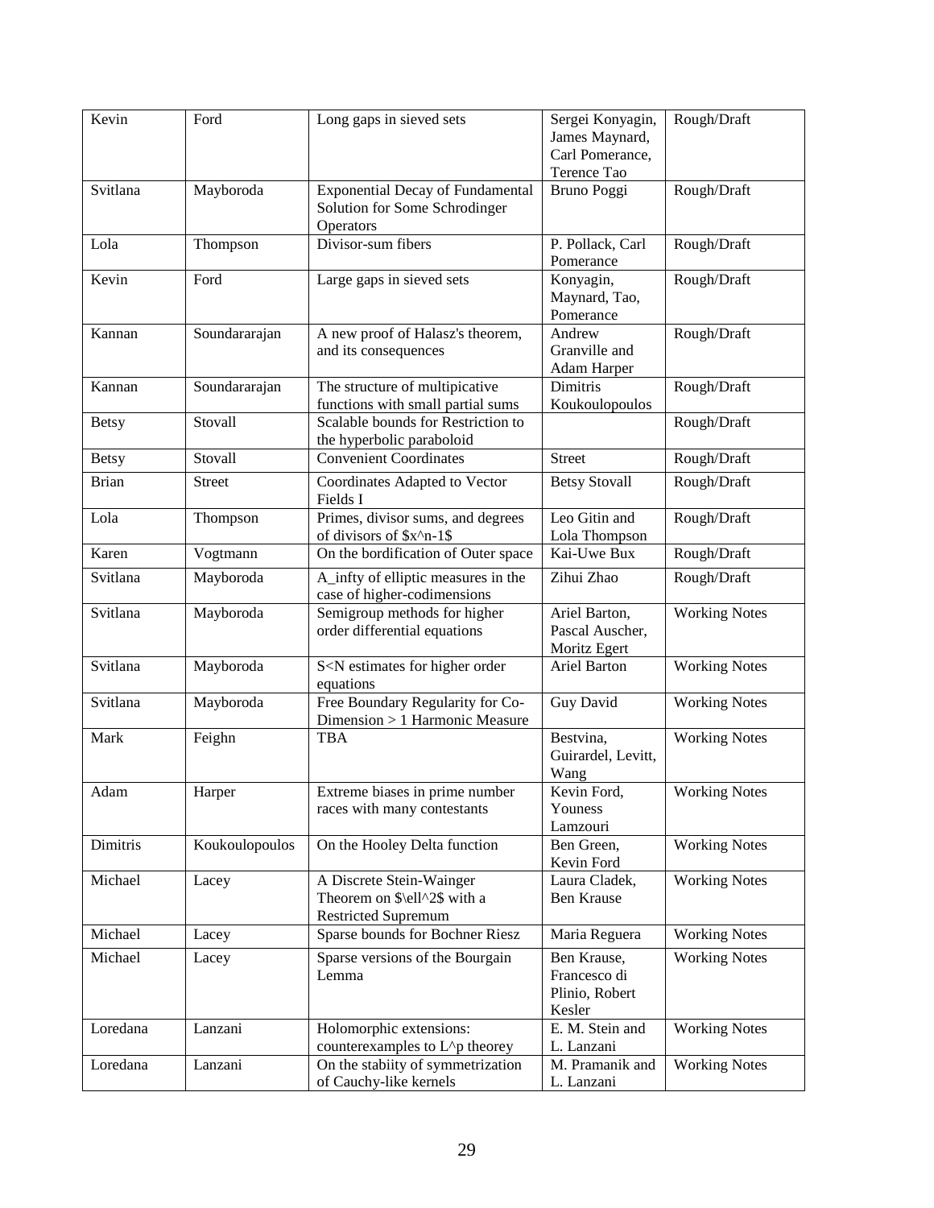| Kevin | Ford | Long gaps in sieved sets | Sergei Konyagin, James Maynard, Carl Pomerance, Terence Tao | Rough/Draft |
|---|---|---|---|---|
| Svitlana | Mayboroda | Exponential Decay of Fundamental Solution for Some Schrodinger Operators | Bruno Poggi | Rough/Draft |
| Lola | Thompson | Divisor-sum fibers | P. Pollack, Carl Pomerance | Rough/Draft |
| Kevin | Ford | Large gaps in sieved sets | Konyagin, Maynard, Tao, Pomerance | Rough/Draft |
| Kannan | Soundararajan | A new proof of Halasz's theorem, and its consequences | Andrew Granville and Adam Harper | Rough/Draft |
| Kannan | Soundararajan | The structure of multipicative functions with small partial sums | Dimitris Koukoulopoulos | Rough/Draft |
| Betsy | Stovall | Scalable bounds for Restriction to the hyperbolic paraboloid | | Rough/Draft |
| Betsy | Stovall | Convenient Coordinates | Street | Rough/Draft |
| Brian | Street | Coordinates Adapted to Vector Fields I | Betsy Stovall | Rough/Draft |
| Lola | Thompson | Primes, divisor sums, and degrees of divisors of $x^n-1$ | Leo Gitin and Lola Thompson | Rough/Draft |
| Karen | Vogtmann | On the bordification of Outer space | Kai-Uwe Bux | Rough/Draft |
| Svitlana | Mayboroda | A_infty of elliptic measures in the case of higher-codimensions | Zihui Zhao | Rough/Draft |
| Svitlana | Mayboroda | Semigroup methods for higher order differential equations | Ariel Barton, Pascal Auscher, Moritz Egert | Working Notes |
| Svitlana | Mayboroda | S<N estimates for higher order equations | Ariel Barton | Working Notes |
| Svitlana | Mayboroda | Free Boundary Regularity for Co-Dimension > 1 Harmonic Measure | Guy David | Working Notes |
| Mark | Feighn | TBA | Bestvina, Guirardel, Levitt, Wang | Working Notes |
| Adam | Harper | Extreme biases in prime number races with many contestants | Kevin Ford, Youness Lamzouri | Working Notes |
| Dimitris | Koukoulopoulos | On the Hooley Delta function | Ben Green, Kevin Ford | Working Notes |
| Michael | Lacey | A Discrete Stein-Wainger Theorem on $\ell^2$ with a Restricted Supremum | Laura Cladek, Ben Krause | Working Notes |
| Michael | Lacey | Sparse bounds for Bochner Riesz | Maria Reguera | Working Notes |
| Michael | Lacey | Sparse versions of the Bourgain Lemma | Ben Krause, Francesco di Plinio, Robert Kesler | Working Notes |
| Loredana | Lanzani | Holomorphic extensions: counterexamples to L^p theorey | E. M. Stein and L. Lanzani | Working Notes |
| Loredana | Lanzani | On the stabiity of symmetrization of Cauchy-like kernels | M. Pramanik and L. Lanzani | Working Notes |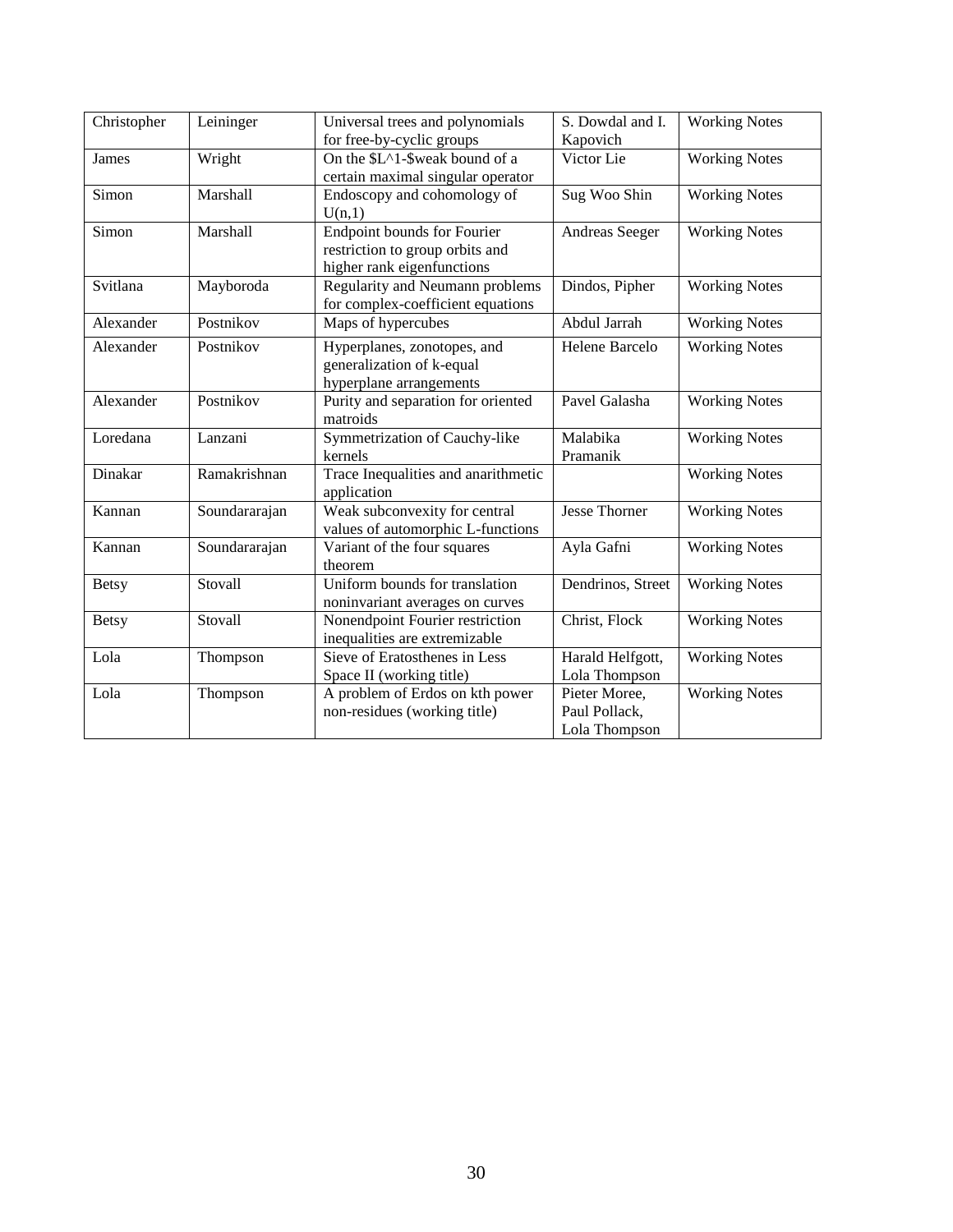| | | | | |
|---|---|---|---|---|
| Christopher | Leininger | Universal trees and polynomials for free-by-cyclic groups | S. Dowdal and I. Kapovich | Working Notes |
| James | Wright | On the $L^1-$weak bound of a certain maximal singular operator | Victor Lie | Working Notes |
| Simon | Marshall | Endoscopy and cohomology of U(n,1) | Sug Woo Shin | Working Notes |
| Simon | Marshall | Endpoint bounds for Fourier restriction to group orbits and higher rank eigenfunctions | Andreas Seeger | Working Notes |
| Svitlana | Mayboroda | Regularity and Neumann problems for complex-coefficient equations | Dindos, Pipher | Working Notes |
| Alexander | Postnikov | Maps of hypercubes | Abdul Jarrah | Working Notes |
| Alexander | Postnikov | Hyperplanes, zonotopes, and generalization of k-equal hyperplane arrangements | Helene Barcelo | Working Notes |
| Alexander | Postnikov | Purity and separation for oriented matroids | Pavel Galasha | Working Notes |
| Loredana | Lanzani | Symmetrization of Cauchy-like kernels | Malabika Pramanik | Working Notes |
| Dinakar | Ramakrishnan | Trace Inequalities and anarithmetic application | | Working Notes |
| Kannan | Soundararajan | Weak subconvexity for central values of automorphic L-functions | Jesse Thorner | Working Notes |
| Kannan | Soundararajan | Variant of the four squares theorem | Ayla Gafni | Working Notes |
| Betsy | Stovall | Uniform bounds for translation noninvariant averages on curves | Dendrinos, Street | Working Notes |
| Betsy | Stovall | Nonendpoint Fourier restriction inequalities are extremizable | Christ, Flock | Working Notes |
| Lola | Thompson | Sieve of Eratosthenes in Less Space II (working title) | Harald Helfgott, Lola Thompson | Working Notes |
| Lola | Thompson | A problem of Erdos on kth power non-residues (working title) | Pieter Moree, Paul Pollack, Lola Thompson | Working Notes |